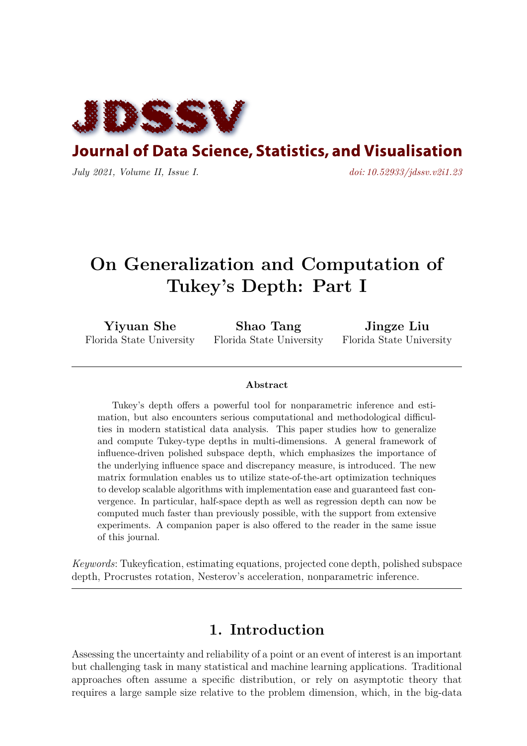# JDSSV

**Journal of Data Science, Statistics, and Visualisation**

*July 2021, Volume II, Issue I.* *doi: 10.52933/jdssv.v2i1.23*

# On Generalization and Computation of Tukey's Depth: Part I

**Yiyuan She**
Florida State University

**Shao Tang**
Florida State University

**Jingze Liu**
Florida State University

---

**Abstract**

Tukey's depth offers a powerful tool for nonparametric inference and estimation, but also encounters serious computational and methodological difficulties in modern statistical data analysis. This paper studies how to generalize and compute Tukey-type depths in multi-dimensions. A general framework of influence-driven polished subspace depth, which emphasizes the importance of the underlying influence space and discrepancy measure, is introduced. The new matrix formulation enables us to utilize state-of-the-art optimization techniques to develop scalable algorithms with implementation ease and guaranteed fast convergence. In particular, half-space depth as well as regression depth can now be computed much faster than previously possible, with the support from extensive experiments. A companion paper is also offered to the reader in the same issue of this journal.

*Keywords*: Tukeyfication, estimating equations, projected cone depth, polished subspace depth, Procrustes rotation, Nesterov's acceleration, nonparametric inference.

---

## 1. Introduction

Assessing the uncertainty and reliability of a point or an event of interest is an important but challenging task in many statistical and machine learning applications. Traditional approaches often assume a specific distribution, or rely on asymptotic theory that requires a large sample size relative to the problem dimension, which, in the big-data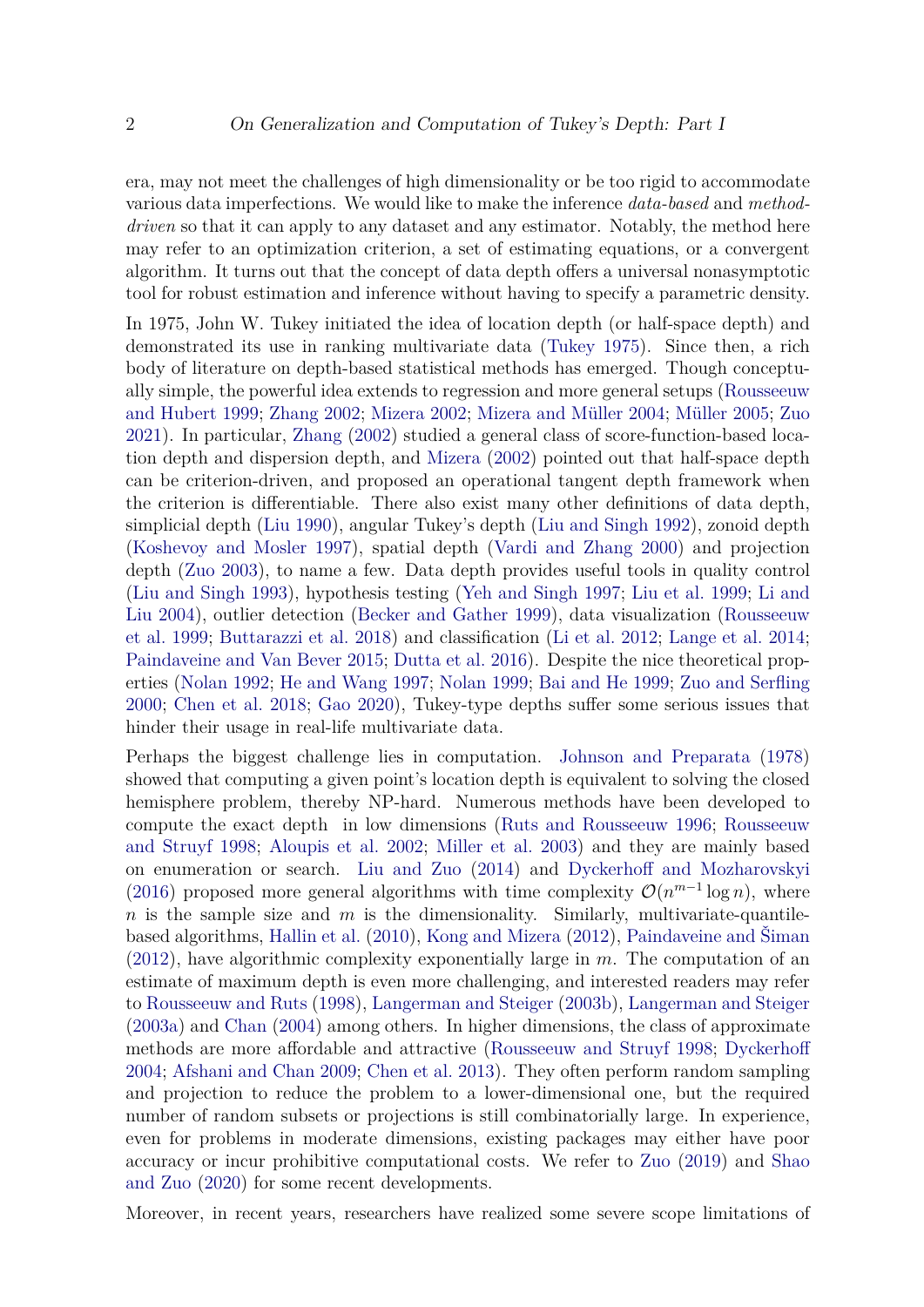era, may not meet the challenges of high dimensionality or be too rigid to accommodate various data imperfections. We would like to make the inference *data-based* and *method-driven* so that it can apply to any dataset and any estimator. Notably, the method here may refer to an optimization criterion, a set of estimating equations, or a convergent algorithm. It turns out that the concept of data depth offers a universal nonasymptotic tool for robust estimation and inference without having to specify a parametric density.

In 1975, John W. Tukey initiated the idea of location depth (or half-space depth) and demonstrated its use in ranking multivariate data (Tukey 1975). Since then, a rich body of literature on depth-based statistical methods has emerged. Though conceptually simple, the powerful idea extends to regression and more general setups (Rousseeuw and Hubert 1999; Zhang 2002; Mizera 2002; Mizera and Müller 2004; Müller 2005; Zuo 2021). In particular, Zhang (2002) studied a general class of score-function-based location depth and dispersion depth, and Mizera (2002) pointed out that half-space depth can be criterion-driven, and proposed an operational tangent depth framework when the criterion is differentiable. There also exist many other definitions of data depth, simplicial depth (Liu 1990), angular Tukey's depth (Liu and Singh 1992), zonoid depth (Koshevoy and Mosler 1997), spatial depth (Vardi and Zhang 2000) and projection depth (Zuo 2003), to name a few. Data depth provides useful tools in quality control (Liu and Singh 1993), hypothesis testing (Yeh and Singh 1997; Liu et al. 1999; Li and Liu 2004), outlier detection (Becker and Gather 1999), data visualization (Rousseeuw et al. 1999; Buttarazzi et al. 2018) and classification (Li et al. 2012; Lange et al. 2014; Paindaveine and Van Bever 2015; Dutta et al. 2016). Despite the nice theoretical properties (Nolan 1992; He and Wang 1997; Nolan 1999; Bai and He 1999; Zuo and Serfling 2000; Chen et al. 2018; Gao 2020), Tukey-type depths suffer some serious issues that hinder their usage in real-life multivariate data.

Perhaps the biggest challenge lies in computation. Johnson and Preparata (1978) showed that computing a given point's location depth is equivalent to solving the closed hemisphere problem, thereby NP-hard. Numerous methods have been developed to compute the exact depth in low dimensions (Ruts and Rousseeuw 1996; Rousseeuw and Struyf 1998; Aloupis et al. 2002; Miller et al. 2003) and they are mainly based on enumeration or search. Liu and Zuo (2014) and Dyckerhoff and Mozharovskyi (2016) proposed more general algorithms with time complexity $\mathcal{O}(n^{m-1}\log n)$, where $n$ is the sample size and $m$ is the dimensionality. Similarly, multivariate-quantile-based algorithms, Hallin et al. (2010), Kong and Mizera (2012), Paindaveine and Šiman (2012), have algorithmic complexity exponentially large in $m$. The computation of an estimate of maximum depth is even more challenging, and interested readers may refer to Rousseeuw and Ruts (1998), Langerman and Steiger (2003b), Langerman and Steiger (2003a) and Chan (2004) among others. In higher dimensions, the class of approximate methods are more affordable and attractive (Rousseeuw and Struyf 1998; Dyckerhoff 2004; Afshani and Chan 2009; Chen et al. 2013). They often perform random sampling and projection to reduce the problem to a lower-dimensional one, but the required number of random subsets or projections is still combinatorially large. In experience, even for problems in moderate dimensions, existing packages may either have poor accuracy or incur prohibitive computational costs. We refer to Zuo (2019) and Shao and Zuo (2020) for some recent developments.

Moreover, in recent years, researchers have realized some severe scope limitations of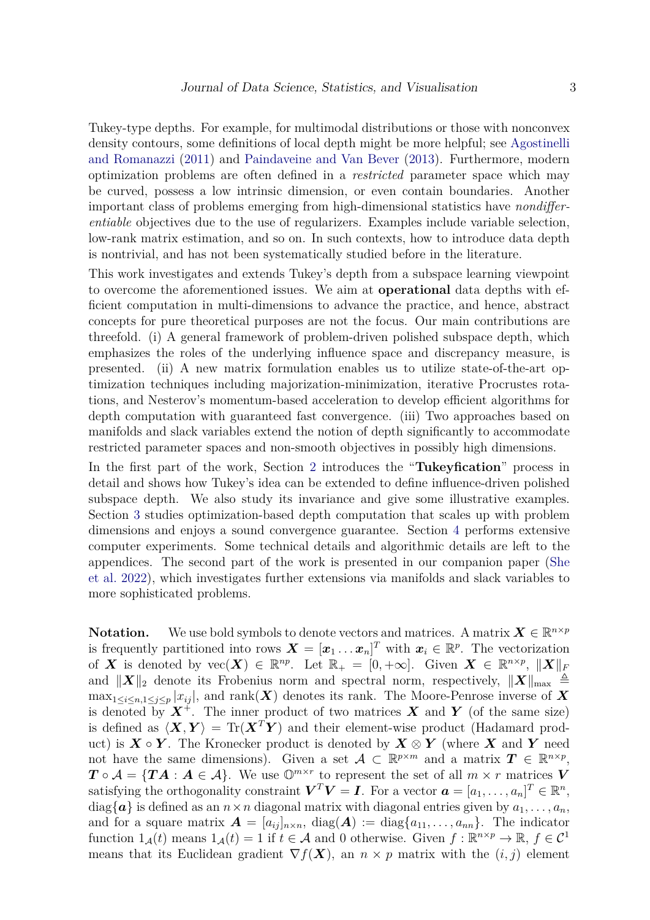Tukey-type depths. For example, for multimodal distributions or those with nonconvex density contours, some definitions of local depth might be more helpful; see Agostinelli and Romanazzi (2011) and Paindaveine and Van Bever (2013). Furthermore, modern optimization problems are often defined in a *restricted* parameter space which may be curved, possess a low intrinsic dimension, or even contain boundaries. Another important class of problems emerging from high-dimensional statistics have *nondifferentiable* objectives due to the use of regularizers. Examples include variable selection, low-rank matrix estimation, and so on. In such contexts, how to introduce data depth is nontrivial, and has not been systematically studied before in the literature.

This work investigates and extends Tukey's depth from a subspace learning viewpoint to overcome the aforementioned issues. We aim at **operational** data depths with efficient computation in multi-dimensions to advance the practice, and hence, abstract concepts for pure theoretical purposes are not the focus. Our main contributions are threefold. (i) A general framework of problem-driven polished subspace depth, which emphasizes the roles of the underlying influence space and discrepancy measure, is presented. (ii) A new matrix formulation enables us to utilize state-of-the-art optimization techniques including majorization-minimization, iterative Procrustes rotations, and Nesterov's momentum-based acceleration to develop efficient algorithms for depth computation with guaranteed fast convergence. (iii) Two approaches based on manifolds and slack variables extend the notion of depth significantly to accommodate restricted parameter spaces and non-smooth objectives in possibly high dimensions.

In the first part of the work, Section 2 introduces the "**Tukeyfication**" process in detail and shows how Tukey's idea can be extended to define influence-driven polished subspace depth. We also study its invariance and give some illustrative examples. Section 3 studies optimization-based depth computation that scales up with problem dimensions and enjoys a sound convergence guarantee. Section 4 performs extensive computer experiments. Some technical details and algorithmic details are left to the appendices. The second part of the work is presented in our companion paper (She et al. 2022), which investigates further extensions via manifolds and slack variables to more sophisticated problems.

**Notation.** We use bold symbols to denote vectors and matrices. A matrix $\boldsymbol{X} \in \mathbb{R}^{n\times p}$ is frequently partitioned into rows $\boldsymbol{X} = [\boldsymbol{x}_1 \dots \boldsymbol{x}_n]^T$ with $\boldsymbol{x}_i \in \mathbb{R}^p$. The vectorization of $\boldsymbol{X}$ is denoted by $\text{vec}(\boldsymbol{X}) \in \mathbb{R}^{np}$. Let $\mathbb{R}_+ = [0, +\infty]$. Given $\boldsymbol{X} \in \mathbb{R}^{n\times p}$, $\|\boldsymbol{X}\|_F$ and $\|\boldsymbol{X}\|_2$ denote its Frobenius norm and spectral norm, respectively, $\|\boldsymbol{X}\|_{\max} \triangleq \max_{1\le i\le n, 1\le j\le p} |x_{ij}|$, and $\text{rank}(\boldsymbol{X})$ denotes its rank. The Moore-Penrose inverse of $\boldsymbol{X}$ is denoted by $\boldsymbol{X}^+$. The inner product of two matrices $\boldsymbol{X}$ and $\boldsymbol{Y}$ (of the same size) is defined as $\langle \boldsymbol{X}, \boldsymbol{Y}\rangle = \text{Tr}(\boldsymbol{X}^T\boldsymbol{Y})$ and their element-wise product (Hadamard product) is $\boldsymbol{X} \circ \boldsymbol{Y}$. The Kronecker product is denoted by $\boldsymbol{X} \otimes \boldsymbol{Y}$ (where $\boldsymbol{X}$ and $\boldsymbol{Y}$ need not have the same dimensions). Given a set $\mathcal{A} \subset \mathbb{R}^{p\times m}$ and a matrix $\boldsymbol{T} \in \mathbb{R}^{n\times p}$, $\boldsymbol{T} \circ \mathcal{A} = \{\boldsymbol{T}\boldsymbol{A} : \boldsymbol{A} \in \mathcal{A}\}$. We use $\mathbb{O}^{m\times r}$ to represent the set of all $m \times r$ matrices $\boldsymbol{V}$ satisfying the orthogonality constraint $\boldsymbol{V}^T\boldsymbol{V} = \boldsymbol{I}$. For a vector $\boldsymbol{a} = [a_1, \dots, a_n]^T \in \mathbb{R}^n$, $\text{diag}\{\boldsymbol{a}\}$ is defined as an $n\times n$ diagonal matrix with diagonal entries given by $a_1, \dots, a_n$, and for a square matrix $\boldsymbol{A} = [a_{ij}]_{n\times n}$, $\text{diag}(\boldsymbol{A}) := \text{diag}\{a_{11}, \dots, a_{nn}\}$. The indicator function $1_{\mathcal{A}}(t)$ means $1_{\mathcal{A}}(t) = 1$ if $t \in \mathcal{A}$ and 0 otherwise. Given $f : \mathbb{R}^{n\times p} \to \mathbb{R}$, $f \in \mathcal{C}^1$ means that its Euclidean gradient $\nabla f(\boldsymbol{X})$, an $n \times p$ matrix with the $(i, j)$ element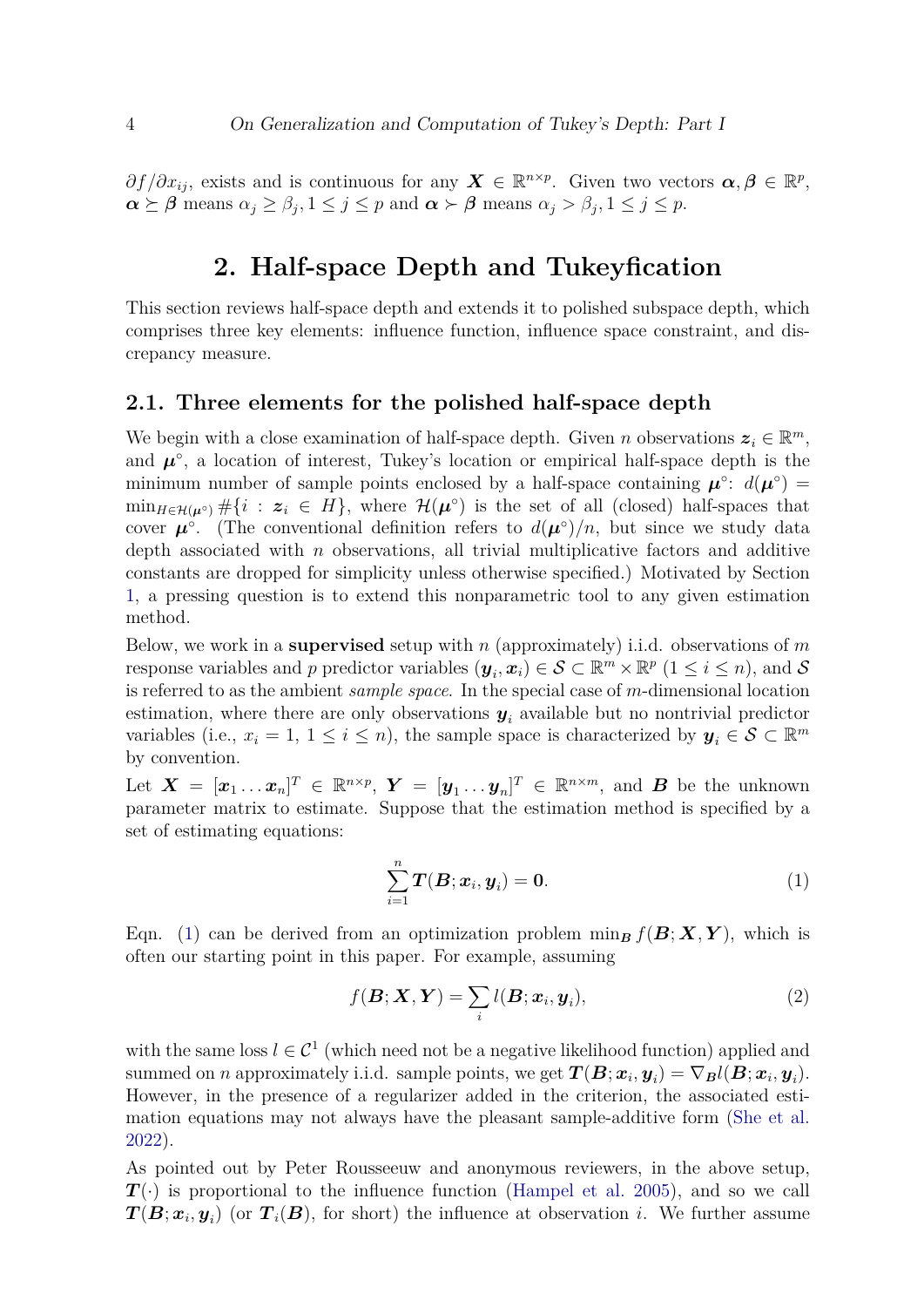$\partial f/\partial x_{ij}$, exists and is continuous for any $\boldsymbol{X} \in \mathbb{R}^{n\times p}$. Given two vectors $\boldsymbol{\alpha}, \boldsymbol{\beta} \in \mathbb{R}^p$, $\boldsymbol{\alpha} \succeq \boldsymbol{\beta}$ means $\alpha_j \geq \beta_j, 1 \leq j \leq p$ and $\boldsymbol{\alpha} \succ \boldsymbol{\beta}$ means $\alpha_j > \beta_j, 1 \leq j \leq p$.

# 2. Half-space Depth and Tukeyfication

This section reviews half-space depth and extends it to polished subspace depth, which comprises three key elements: influence function, influence space constraint, and discrepancy measure.

## 2.1. Three elements for the polished half-space depth

We begin with a close examination of half-space depth. Given $n$ observations $\boldsymbol{z}_i \in \mathbb{R}^m$, and $\boldsymbol{\mu}^\circ$, a location of interest, Tukey's location or empirical half-space depth is the minimum number of sample points enclosed by a half-space containing $\boldsymbol{\mu}^\circ$: $d(\boldsymbol{\mu}^\circ) = \min_{H\in\mathcal{H}(\boldsymbol{\mu}^\circ)} \#\{i : \boldsymbol{z}_i \in H\}$, where $\mathcal{H}(\boldsymbol{\mu}^\circ)$ is the set of all (closed) half-spaces that cover $\boldsymbol{\mu}^\circ$. (The conventional definition refers to $d(\boldsymbol{\mu}^\circ)/n$, but since we study data depth associated with $n$ observations, all trivial multiplicative factors and additive constants are dropped for simplicity unless otherwise specified.) Motivated by Section 1, a pressing question is to extend this nonparametric tool to any given estimation method.

Below, we work in a **supervised** setup with $n$ (approximately) i.i.d. observations of $m$ response variables and $p$ predictor variables $(\boldsymbol{y}_i, \boldsymbol{x}_i) \in \mathcal{S} \subset \mathbb{R}^m \times \mathbb{R}^p$ $(1 \leq i \leq n)$, and $\mathcal{S}$ is referred to as the ambient *sample space*. In the special case of $m$-dimensional location estimation, where there are only observations $\boldsymbol{y}_i$ available but no nontrivial predictor variables (i.e., $x_i = 1$, $1 \leq i \leq n$), the sample space is characterized by $\boldsymbol{y}_i \in \mathcal{S} \subset \mathbb{R}^m$ by convention.

Let $\boldsymbol{X} = [\boldsymbol{x}_1 \ldots \boldsymbol{x}_n]^T \in \mathbb{R}^{n\times p}$, $\boldsymbol{Y} = [\boldsymbol{y}_1 \ldots \boldsymbol{y}_n]^T \in \mathbb{R}^{n\times m}$, and $\boldsymbol{B}$ be the unknown parameter matrix to estimate. Suppose that the estimation method is specified by a set of estimating equations:

$$\sum_{i=1}^{n} \boldsymbol{T}(\boldsymbol{B}; \boldsymbol{x}_i, \boldsymbol{y}_i) = \boldsymbol{0}. \tag{1}$$

Eqn. (1) can be derived from an optimization problem $\min_{\boldsymbol{B}} f(\boldsymbol{B}; \boldsymbol{X}, \boldsymbol{Y})$, which is often our starting point in this paper. For example, assuming

$$f(\boldsymbol{B}; \boldsymbol{X}, \boldsymbol{Y}) = \sum_i l(\boldsymbol{B}; \boldsymbol{x}_i, \boldsymbol{y}_i), \tag{2}$$

with the same loss $l \in \mathcal{C}^1$ (which need not be a negative likelihood function) applied and summed on $n$ approximately i.i.d. sample points, we get $\boldsymbol{T}(\boldsymbol{B}; \boldsymbol{x}_i, \boldsymbol{y}_i) = \nabla_{\boldsymbol{B}} l(\boldsymbol{B}; \boldsymbol{x}_i, \boldsymbol{y}_i)$. However, in the presence of a regularizer added in the criterion, the associated estimation equations may not always have the pleasant sample-additive form (She et al. 2022).

As pointed out by Peter Rousseeuw and anonymous reviewers, in the above setup, $\boldsymbol{T}(\cdot)$ is proportional to the influence function (Hampel et al. 2005), and so we call $\boldsymbol{T}(\boldsymbol{B}; \boldsymbol{x}_i, \boldsymbol{y}_i)$ (or $\boldsymbol{T}_i(\boldsymbol{B})$, for short) the influence at observation $i$. We further assume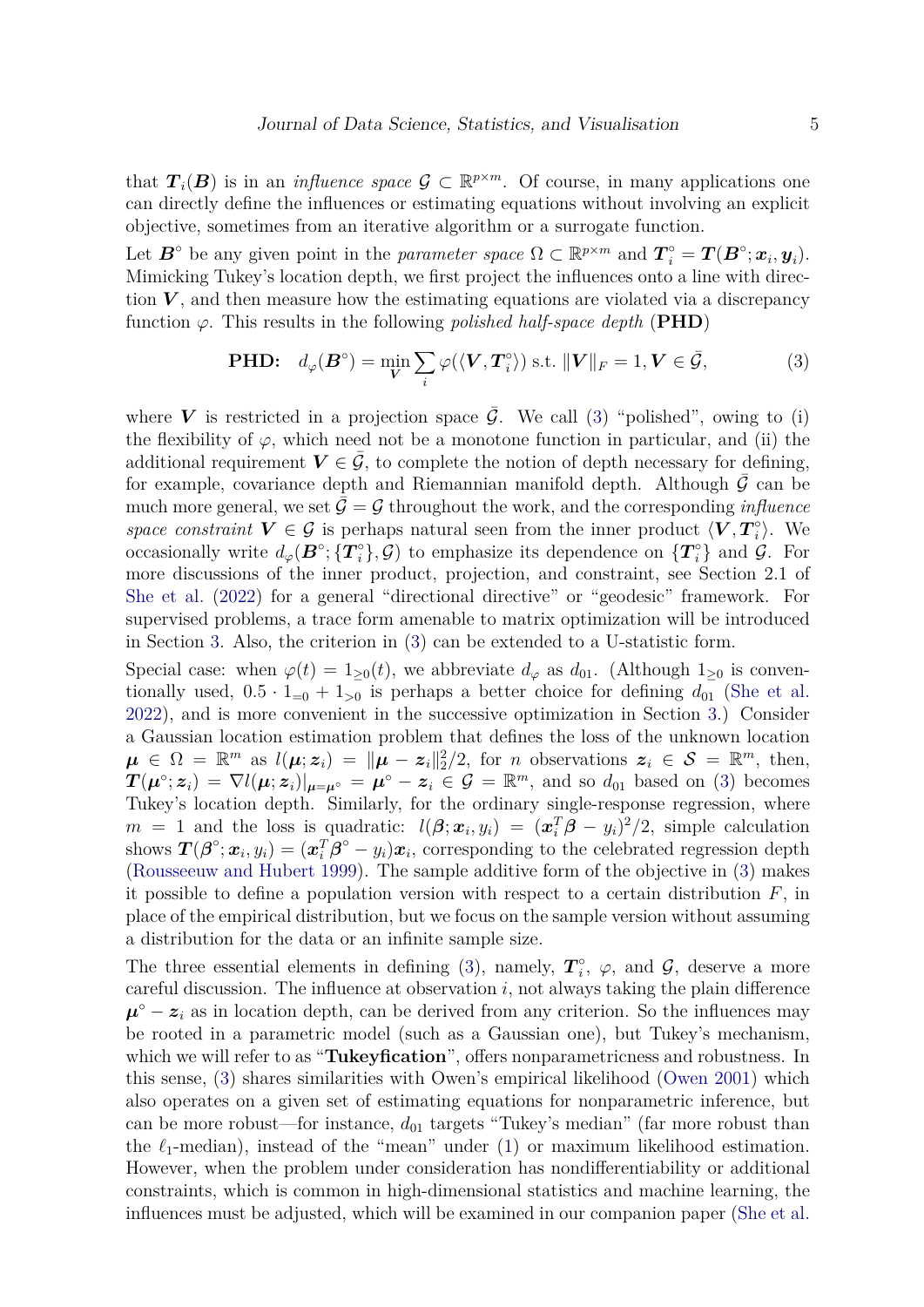that $\boldsymbol{T}_i(\boldsymbol{B})$ is in an *influence space* $\mathcal{G} \subset \mathbb{R}^{p\times m}$. Of course, in many applications one can directly define the influences or estimating equations without involving an explicit objective, sometimes from an iterative algorithm or a surrogate function.

Let $\boldsymbol{B}^\circ$ be any given point in the *parameter space* $\Omega \subset \mathbb{R}^{p\times m}$ and $\boldsymbol{T}_i^\circ = \boldsymbol{T}(\boldsymbol{B}^\circ; \boldsymbol{x}_i, \boldsymbol{y}_i)$. Mimicking Tukey's location depth, we first project the influences onto a line with direction $\boldsymbol{V}$, and then measure how the estimating equations are violated via a discrepancy function $\varphi$. This results in the following *polished half-space depth* (**PHD**)

$$\textbf{PHD:} \quad d_\varphi(\boldsymbol{B}^\circ) = \min_{\boldsymbol{V}} \sum_i \varphi(\langle \boldsymbol{V}, \boldsymbol{T}_i^\circ \rangle) \text{ s.t. } \|\boldsymbol{V}\|_F = 1, \boldsymbol{V} \in \bar{\mathcal{G}}, \tag{3}$$

where $\boldsymbol{V}$ is restricted in a projection space $\bar{\mathcal{G}}$. We call (3) "polished", owing to (i) the flexibility of $\varphi$, which need not be a monotone function in particular, and (ii) the additional requirement $\boldsymbol{V} \in \bar{\mathcal{G}}$, to complete the notion of depth necessary for defining, for example, covariance depth and Riemannian manifold depth. Although $\bar{\mathcal{G}}$ can be much more general, we set $\bar{\mathcal{G}} = \mathcal{G}$ throughout the work, and the corresponding *influence space constraint* $\boldsymbol{V} \in \mathcal{G}$ is perhaps natural seen from the inner product $\langle \boldsymbol{V}, \boldsymbol{T}_i^\circ \rangle$. We occasionally write $d_\varphi(\boldsymbol{B}^\circ; \{\boldsymbol{T}_i^\circ\}, \mathcal{G})$ to emphasize its dependence on $\{\boldsymbol{T}_i^\circ\}$ and $\mathcal{G}$. For more discussions of the inner product, projection, and constraint, see Section 2.1 of She et al. (2022) for a general "directional directive" or "geodesic" framework. For supervised problems, a trace form amenable to matrix optimization will be introduced in Section 3. Also, the criterion in (3) can be extended to a U-statistic form.

Special case: when $\varphi(t) = 1_{\ge 0}(t)$, we abbreviate $d_\varphi$ as $d_{01}$. (Although $1_{\ge 0}$ is conventionally used, $0.5 \cdot 1_{=0} + 1_{>0}$ is perhaps a better choice for defining $d_{01}$ (She et al. 2022), and is more convenient in the successive optimization in Section 3.) Consider a Gaussian location estimation problem that defines the loss of the unknown location $\boldsymbol{\mu} \in \Omega = \mathbb{R}^m$ as $l(\boldsymbol{\mu}; \boldsymbol{z}_i) = \|\boldsymbol{\mu} - \boldsymbol{z}_i\|_2^2/2$, for $n$ observations $\boldsymbol{z}_i \in \mathcal{S} = \mathbb{R}^m$, then, $\boldsymbol{T}(\boldsymbol{\mu}^\circ; \boldsymbol{z}_i) = \nabla l(\boldsymbol{\mu}; \boldsymbol{z}_i)|_{\boldsymbol{\mu}=\boldsymbol{\mu}^\circ} = \boldsymbol{\mu}^\circ - \boldsymbol{z}_i \in \mathcal{G} = \mathbb{R}^m$, and so $d_{01}$ based on (3) becomes Tukey's location depth. Similarly, for the ordinary single-response regression, where $m = 1$ and the loss is quadratic: $l(\boldsymbol{\beta}; \boldsymbol{x}_i, y_i) = (\boldsymbol{x}_i^T\boldsymbol{\beta} - y_i)^2/2$, simple calculation shows $\boldsymbol{T}(\boldsymbol{\beta}^\circ; \boldsymbol{x}_i, y_i) = (\boldsymbol{x}_i^T\boldsymbol{\beta}^\circ - y_i)\boldsymbol{x}_i$, corresponding to the celebrated regression depth (Rousseeuw and Hubert 1999). The sample additive form of the objective in (3) makes it possible to define a population version with respect to a certain distribution $F$, in place of the empirical distribution, but we focus on the sample version without assuming a distribution for the data or an infinite sample size.

The three essential elements in defining (3), namely, $\boldsymbol{T}_i^\circ$, $\varphi$, and $\mathcal{G}$, deserve a more careful discussion. The influence at observation $i$, not always taking the plain difference $\boldsymbol{\mu}^\circ - \boldsymbol{z}_i$ as in location depth, can be derived from any criterion. So the influences may be rooted in a parametric model (such as a Gaussian one), but Tukey's mechanism, which we will refer to as "**Tukeyfication**", offers nonparametricness and robustness. In this sense, (3) shares similarities with Owen's empirical likelihood (Owen 2001) which also operates on a given set of estimating equations for nonparametric inference, but can be more robust—for instance, $d_{01}$ targets "Tukey's median" (far more robust than the $\ell_1$-median), instead of the "mean" under (1) or maximum likelihood estimation. However, when the problem under consideration has nondifferentiability or additional constraints, which is common in high-dimensional statistics and machine learning, the influences must be adjusted, which will be examined in our companion paper (She et al.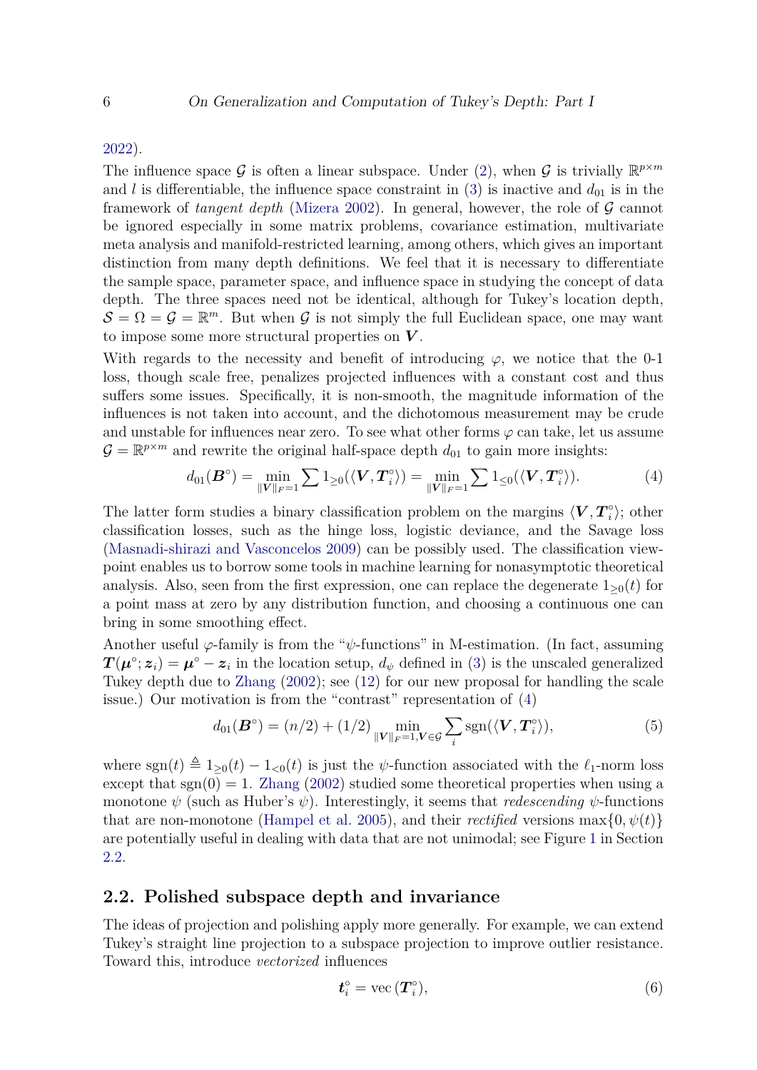2022).

The influence space $\mathcal{G}$ is often a linear subspace. Under (2), when $\mathcal{G}$ is trivially $\mathbb{R}^{p\times m}$ and $l$ is differentiable, the influence space constraint in (3) is inactive and $d_{01}$ is in the framework of *tangent depth* (Mizera 2002). In general, however, the role of $\mathcal{G}$ cannot be ignored especially in some matrix problems, covariance estimation, multivariate meta analysis and manifold-restricted learning, among others, which gives an important distinction from many depth definitions. We feel that it is necessary to differentiate the sample space, parameter space, and influence space in studying the concept of data depth. The three spaces need not be identical, although for Tukey's location depth, $\mathcal{S} = \Omega = \mathcal{G} = \mathbb{R}^m$. But when $\mathcal{G}$ is not simply the full Euclidean space, one may want to impose some more structural properties on $\boldsymbol{V}$.

With regards to the necessity and benefit of introducing $\varphi$, we notice that the 0-1 loss, though scale free, penalizes projected influences with a constant cost and thus suffers some issues. Specifically, it is non-smooth, the magnitude information of the influences is not taken into account, and the dichotomous measurement may be crude and unstable for influences near zero. To see what other forms $\varphi$ can take, let us assume $\mathcal{G} = \mathbb{R}^{p\times m}$ and rewrite the original half-space depth $d_{01}$ to gain more insights:

$$d_{01}(\boldsymbol{B}^{\circ}) = \min_{\|\boldsymbol{V}\|_F=1} \sum 1_{\ge 0}(\langle \boldsymbol{V}, \boldsymbol{T}_i^{\circ}\rangle) = \min_{\|\boldsymbol{V}\|_F=1} \sum 1_{\le 0}(\langle \boldsymbol{V}, \boldsymbol{T}_i^{\circ}\rangle). \tag{4}$$

The latter form studies a binary classification problem on the margins $\langle \boldsymbol{V}, \boldsymbol{T}_i^{\circ}\rangle$; other classification losses, such as the hinge loss, logistic deviance, and the Savage loss (Masnadi-shirazi and Vasconcelos 2009) can be possibly used. The classification viewpoint enables us to borrow some tools in machine learning for nonasymptotic theoretical analysis. Also, seen from the first expression, one can replace the degenerate $1_{\ge 0}(t)$ for a point mass at zero by any distribution function, and choosing a continuous one can bring in some smoothing effect.

Another useful $\varphi$-family is from the "$\psi$-functions" in M-estimation. (In fact, assuming $\boldsymbol{T}(\boldsymbol{\mu}^{\circ}; \boldsymbol{z}_i) = \boldsymbol{\mu}^{\circ} - \boldsymbol{z}_i$ in the location setup, $d_{\psi}$ defined in (3) is the unscaled generalized Tukey depth due to Zhang (2002); see (12) for our new proposal for handling the scale issue.) Our motivation is from the "contrast" representation of (4)

$$d_{01}(\boldsymbol{B}^{\circ}) = (n/2) + (1/2) \min_{\|\boldsymbol{V}\|_F=1, \boldsymbol{V}\in\mathcal{G}} \sum_i \operatorname{sgn}(\langle \boldsymbol{V}, \boldsymbol{T}_i^{\circ}\rangle), \tag{5}$$

where $\operatorname{sgn}(t) \triangleq 1_{\ge 0}(t) - 1_{<0}(t)$ is just the $\psi$-function associated with the $\ell_1$-norm loss except that $\operatorname{sgn}(0) = 1$. Zhang (2002) studied some theoretical properties when using a monotone $\psi$ (such as Huber's $\psi$). Interestingly, it seems that *redescending* $\psi$-functions that are non-monotone (Hampel et al. 2005), and their *rectified* versions $\max\{0, \psi(t)\}$ are potentially useful in dealing with data that are not unimodal; see Figure 1 in Section 2.2.

## 2.2. Polished subspace depth and invariance

The ideas of projection and polishing apply more generally. For example, we can extend Tukey's straight line projection to a subspace projection to improve outlier resistance. Toward this, introduce *vectorized* influences

$$\boldsymbol{t}_i^{\circ} = \operatorname{vec}(\boldsymbol{T}_i^{\circ}), \tag{6}$$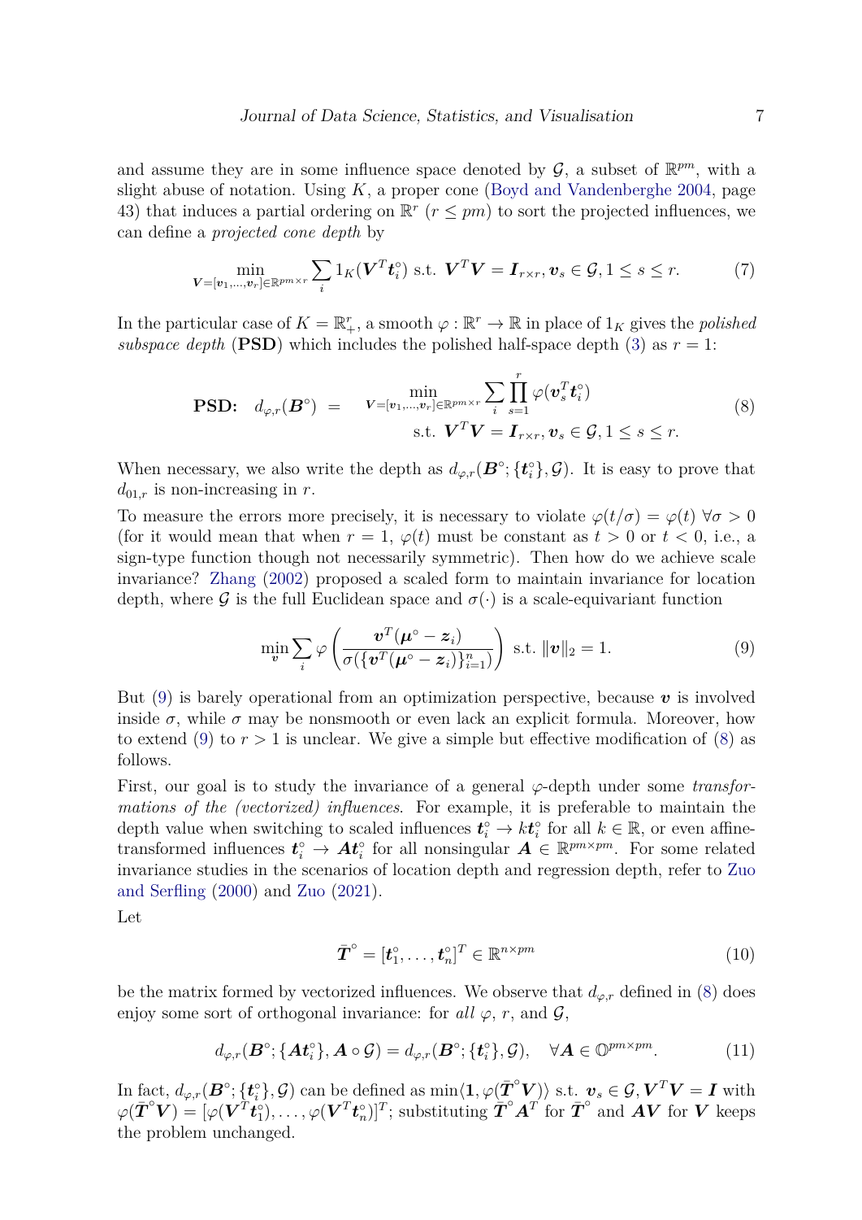and assume they are in some influence space denoted by $\mathcal{G}$, a subset of $\mathbb{R}^{pm}$, with a slight abuse of notation. Using $K$, a proper cone (Boyd and Vandenberghe 2004, page 43) that induces a partial ordering on $\mathbb{R}^r$ ($r \le pm$) to sort the projected influences, we can define a *projected cone depth* by

$$\min_{\boldsymbol{V}=[\boldsymbol{v}_1,\ldots,\boldsymbol{v}_r]\in\mathbb{R}^{pm\times r}} \sum_i 1_K(\boldsymbol{V}^T\boldsymbol{t}_i^\circ) \text{ s.t. } \boldsymbol{V}^T\boldsymbol{V} = \boldsymbol{I}_{r\times r}, \boldsymbol{v}_s \in \mathcal{G}, 1 \le s \le r. \tag{7}$$

In the particular case of $K = \mathbb{R}_+^r$, a smooth $\varphi : \mathbb{R}^r \to \mathbb{R}$ in place of $1_K$ gives the *polished subspace depth* (**PSD**) which includes the polished half-space depth (3) as $r = 1$:

$$\textbf{PSD:}\quad d_{\varphi,r}(\boldsymbol{B}^\circ) \;=\; \begin{array}{l} \displaystyle\min_{\boldsymbol{V}=[\boldsymbol{v}_1,\ldots,\boldsymbol{v}_r]\in\mathbb{R}^{pm\times r}} \sum_i \prod_{s=1}^r \varphi(\boldsymbol{v}_s^T\boldsymbol{t}_i^\circ) \\ \qquad\qquad \text{s.t. } \boldsymbol{V}^T\boldsymbol{V} = \boldsymbol{I}_{r\times r}, \boldsymbol{v}_s \in \mathcal{G}, 1 \le s \le r. \end{array} \tag{8}$$

When necessary, we also write the depth as $d_{\varphi,r}(\boldsymbol{B}^\circ; \{\boldsymbol{t}_i^\circ\}, \mathcal{G})$. It is easy to prove that $d_{01,r}$ is non-increasing in $r$.

To measure the errors more precisely, it is necessary to violate $\varphi(t/\sigma) = \varphi(t)\ \forall \sigma > 0$ (for it would mean that when $r = 1$, $\varphi(t)$ must be constant as $t > 0$ or $t < 0$, i.e., a sign-type function though not necessarily symmetric). Then how do we achieve scale invariance? Zhang (2002) proposed a scaled form to maintain invariance for location depth, where $\mathcal{G}$ is the full Euclidean space and $\sigma(\cdot)$ is a scale-equivariant function

$$\min_{\boldsymbol{v}} \sum_i \varphi\left(\frac{\boldsymbol{v}^T(\boldsymbol{\mu}^\circ - \boldsymbol{z}_i)}{\sigma(\{\boldsymbol{v}^T(\boldsymbol{\mu}^\circ - \boldsymbol{z}_i)\}_{i=1}^n)}\right) \text{ s.t. } \|\boldsymbol{v}\|_2 = 1. \tag{9}$$

But (9) is barely operational from an optimization perspective, because $\boldsymbol{v}$ is involved inside $\sigma$, while $\sigma$ may be nonsmooth or even lack an explicit formula. Moreover, how to extend (9) to $r > 1$ is unclear. We give a simple but effective modification of (8) as follows.

First, our goal is to study the invariance of a general $\varphi$-depth under some *transformations of the (vectorized) influences*. For example, it is preferable to maintain the depth value when switching to scaled influences $\boldsymbol{t}_i^\circ \to k\boldsymbol{t}_i^\circ$ for all $k \in \mathbb{R}$, or even affine-transformed influences $\boldsymbol{t}_i^\circ \to \boldsymbol{A}\boldsymbol{t}_i^\circ$ for all nonsingular $\boldsymbol{A} \in \mathbb{R}^{pm\times pm}$. For some related invariance studies in the scenarios of location depth and regression depth, refer to Zuo and Serfling (2000) and Zuo (2021).

Let

$$\bar{\boldsymbol{T}}^\circ = [\boldsymbol{t}_1^\circ, \ldots, \boldsymbol{t}_n^\circ]^T \in \mathbb{R}^{n\times pm} \tag{10}$$

be the matrix formed by vectorized influences. We observe that $d_{\varphi,r}$ defined in (8) does enjoy some sort of orthogonal invariance: for *all* $\varphi$, $r$, and $\mathcal{G}$,

$$d_{\varphi,r}(\boldsymbol{B}^\circ; \{\boldsymbol{A}\boldsymbol{t}_i^\circ\}, \boldsymbol{A}\circ\mathcal{G}) = d_{\varphi,r}(\boldsymbol{B}^\circ; \{\boldsymbol{t}_i^\circ\}, \mathcal{G}), \quad \forall \boldsymbol{A} \in \mathbb{O}^{pm\times pm}. \tag{11}$$

In fact, $d_{\varphi,r}(\boldsymbol{B}^\circ; \{\boldsymbol{t}_i^\circ\}, \mathcal{G})$ can be defined as $\min\langle \boldsymbol{1}, \varphi(\bar{\boldsymbol{T}}^\circ\boldsymbol{V})\rangle$ s.t. $\boldsymbol{v}_s \in \mathcal{G}, \boldsymbol{V}^T\boldsymbol{V} = \boldsymbol{I}$ with $\varphi(\bar{\boldsymbol{T}}^\circ\boldsymbol{V}) = [\varphi(\boldsymbol{V}^T\boldsymbol{t}_1^\circ), \ldots, \varphi(\boldsymbol{V}^T\boldsymbol{t}_n^\circ)]^T$; substituting $\bar{\boldsymbol{T}}^\circ\boldsymbol{A}^T$ for $\bar{\boldsymbol{T}}^\circ$ and $\boldsymbol{A}\boldsymbol{V}$ for $\boldsymbol{V}$ keeps the problem unchanged.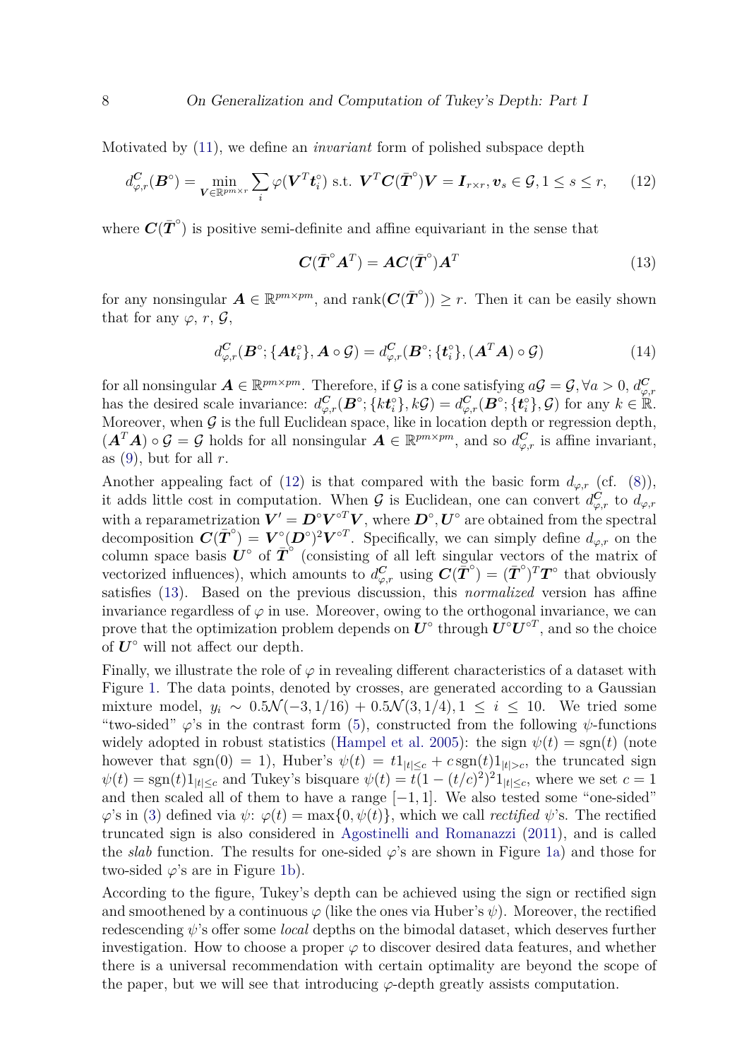Motivated by (11), we define an *invariant* form of polished subspace depth

$$d_{\varphi,r}^{\boldsymbol{C}}(\boldsymbol{B}^\circ) = \min_{\boldsymbol{V}\in\mathbb{R}^{pm\times r}} \sum_i \varphi(\boldsymbol{V}^T \boldsymbol{t}_i^\circ) \text{ s.t. } \boldsymbol{V}^T \boldsymbol{C}(\bar{\boldsymbol{T}}^\circ)\boldsymbol{V} = \boldsymbol{I}_{r\times r}, \boldsymbol{v}_s \in \mathcal{G}, 1 \le s \le r, \tag{12}$$

where $\boldsymbol{C}(\bar{\boldsymbol{T}}^\circ)$ is positive semi-definite and affine equivariant in the sense that

$$\boldsymbol{C}(\bar{\boldsymbol{T}}^\circ \boldsymbol{A}^T) = \boldsymbol{A}\boldsymbol{C}(\bar{\boldsymbol{T}}^\circ)\boldsymbol{A}^T \tag{13}$$

for any nonsingular $\boldsymbol{A} \in \mathbb{R}^{pm\times pm}$, and $\text{rank}(\boldsymbol{C}(\bar{\boldsymbol{T}}^\circ)) \ge r$. Then it can be easily shown that for any $\varphi$, $r$, $\mathcal{G}$,

$$d_{\varphi,r}^{\boldsymbol{C}}(\boldsymbol{B}^\circ; \{\boldsymbol{A}\boldsymbol{t}_i^\circ\}, \boldsymbol{A}\circ\mathcal{G}) = d_{\varphi,r}^{\boldsymbol{C}}(\boldsymbol{B}^\circ; \{\boldsymbol{t}_i^\circ\}, (\boldsymbol{A}^T\boldsymbol{A})\circ\mathcal{G}) \tag{14}$$

for all nonsingular $\boldsymbol{A} \in \mathbb{R}^{pm\times pm}$. Therefore, if $\mathcal{G}$ is a cone satisfying $a\mathcal{G} = \mathcal{G}, \forall a > 0$, $d_{\varphi,r}^{\boldsymbol{C}}$ has the desired scale invariance: $d_{\varphi,r}^{\boldsymbol{C}}(\boldsymbol{B}^\circ; \{k\boldsymbol{t}_i^\circ\}, k\mathcal{G}) = d_{\varphi,r}^{\boldsymbol{C}}(\boldsymbol{B}^\circ; \{\boldsymbol{t}_i^\circ\}, \mathcal{G})$ for any $k \in \mathbb{R}$. Moreover, when $\mathcal{G}$ is the full Euclidean space, like in location depth or regression depth, $(\boldsymbol{A}^T\boldsymbol{A})\circ\mathcal{G} = \mathcal{G}$ holds for all nonsingular $\boldsymbol{A} \in \mathbb{R}^{pm\times pm}$, and so $d_{\varphi,r}^{\boldsymbol{C}}$ is affine invariant, as (9), but for all $r$.

Another appealing fact of (12) is that compared with the basic form $d_{\varphi,r}$ (cf. (8)), it adds little cost in computation. When $\mathcal{G}$ is Euclidean, one can convert $d_{\varphi,r}^{\boldsymbol{C}}$ to $d_{\varphi,r}$ with a reparametrization $\boldsymbol{V}' = \boldsymbol{D}^\circ \boldsymbol{V}^{\circ T}\boldsymbol{V}$, where $\boldsymbol{D}^\circ, \boldsymbol{U}^\circ$ are obtained from the spectral decomposition $\boldsymbol{C}(\bar{\boldsymbol{T}}^\circ) = \boldsymbol{V}^\circ(\boldsymbol{D}^\circ)^2\boldsymbol{V}^{\circ T}$. Specifically, we can simply define $d_{\varphi,r}$ on the column space basis $\boldsymbol{U}^\circ$ of $\bar{\boldsymbol{T}}^\circ$ (consisting of all left singular vectors of the matrix of vectorized influences), which amounts to $d_{\varphi,r}^{\boldsymbol{C}}$ using $\boldsymbol{C}(\bar{\boldsymbol{T}}^\circ) = (\bar{\boldsymbol{T}}^\circ)^T\boldsymbol{T}^\circ$ that obviously satisfies (13). Based on the previous discussion, this *normalized* version has affine invariance regardless of $\varphi$ in use. Moreover, owing to the orthogonal invariance, we can prove that the optimization problem depends on $\boldsymbol{U}^\circ$ through $\boldsymbol{U}^\circ\boldsymbol{U}^{\circ T}$, and so the choice of $\boldsymbol{U}^\circ$ will not affect our depth.

Finally, we illustrate the role of $\varphi$ in revealing different characteristics of a dataset with Figure 1. The data points, denoted by crosses, are generated according to a Gaussian mixture model, $y_i \sim 0.5\mathcal{N}(-3, 1/16) + 0.5\mathcal{N}(3, 1/4), 1 \le i \le 10$. We tried some "two-sided" $\varphi$'s in the contrast form (5), constructed from the following $\psi$-functions widely adopted in robust statistics (Hampel et al. 2005): the sign $\psi(t) = \text{sgn}(t)$ (note however that $\text{sgn}(0) = 1$), Huber's $\psi(t) = t1_{|t|\le c} + c\,\text{sgn}(t)1_{|t|>c}$, the truncated sign $\psi(t) = \text{sgn}(t)1_{|t|\le c}$ and Tukey's bisquare $\psi(t) = t(1-(t/c)^2)^2 1_{|t|\le c}$, where we set $c = 1$ and then scaled all of them to have a range $[-1, 1]$. We also tested some "one-sided" $\varphi$'s in (3) defined via $\psi$: $\varphi(t) = \max\{0, \psi(t)\}$, which we call *rectified* $\psi$'s. The rectified truncated sign is also considered in Agostinelli and Romanazzi (2011), and is called the *slab* function. The results for one-sided $\varphi$'s are shown in Figure 1a) and those for two-sided $\varphi$'s are in Figure 1b).

According to the figure, Tukey's depth can be achieved using the sign or rectified sign and smoothened by a continuous $\varphi$ (like the ones via Huber's $\psi$). Moreover, the rectified redescending $\psi$'s offer some *local* depths on the bimodal dataset, which deserves further investigation. How to choose a proper $\varphi$ to discover desired data features, and whether there is a universal recommendation with certain optimality are beyond the scope of the paper, but we will see that introducing $\varphi$-depth greatly assists computation.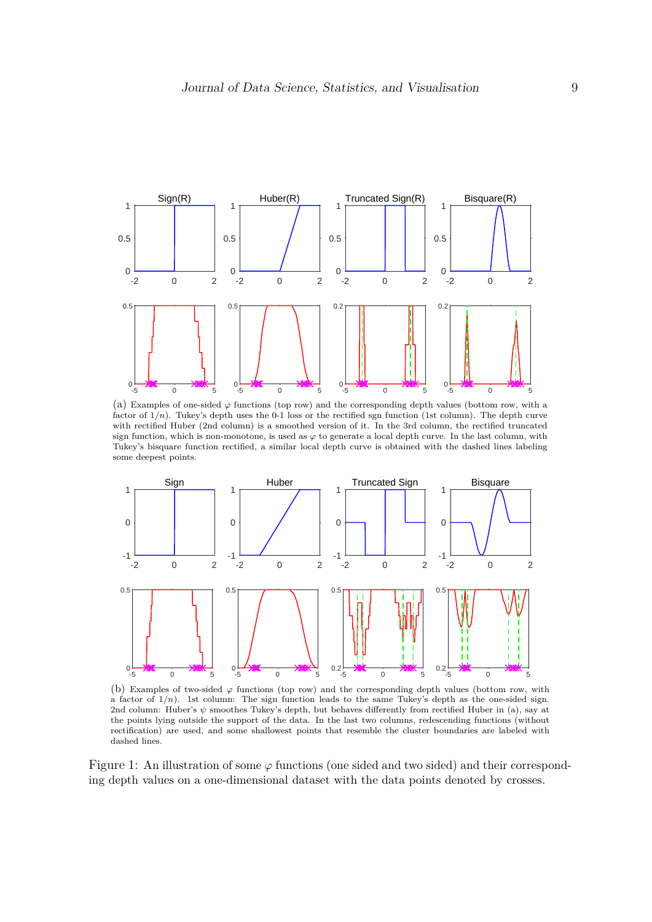(a) Examples of one-sided $\varphi$ functions (top row) and the corresponding depth values (bottom row, with a factor of $1/n$). Tukey's depth uses the 0-1 loss or the rectified sgn function (1st column). The depth curve with rectified Huber (2nd column) is a smoothed version of it. In the 3rd column, the rectified truncated sign function, which is non-monotone, is used as $\varphi$ to generate a local depth curve. In the last column, with Tukey's bisquare function rectified, a similar local depth curve is obtained with the dashed lines labeling some deepest points.

(b) Examples of two-sided $\varphi$ functions (top row) and the corresponding depth values (bottom row, with a factor of $1/n$). 1st column: The sign function leads to the same Tukey's depth as the one-sided sign. 2nd column: Huber's $\psi$ smoothes Tukey's depth, but behaves differently from rectified Huber in (a), say at the points lying outside the support of the data. In the last two columns, redescending functions (without rectification) are used, and some shallowest points that resemble the cluster boundaries are labeled with dashed lines.

Figure 1: An illustration of some $\varphi$ functions (one sided and two sided) and their corresponding depth values on a one-dimensional dataset with the data points denoted by crosses.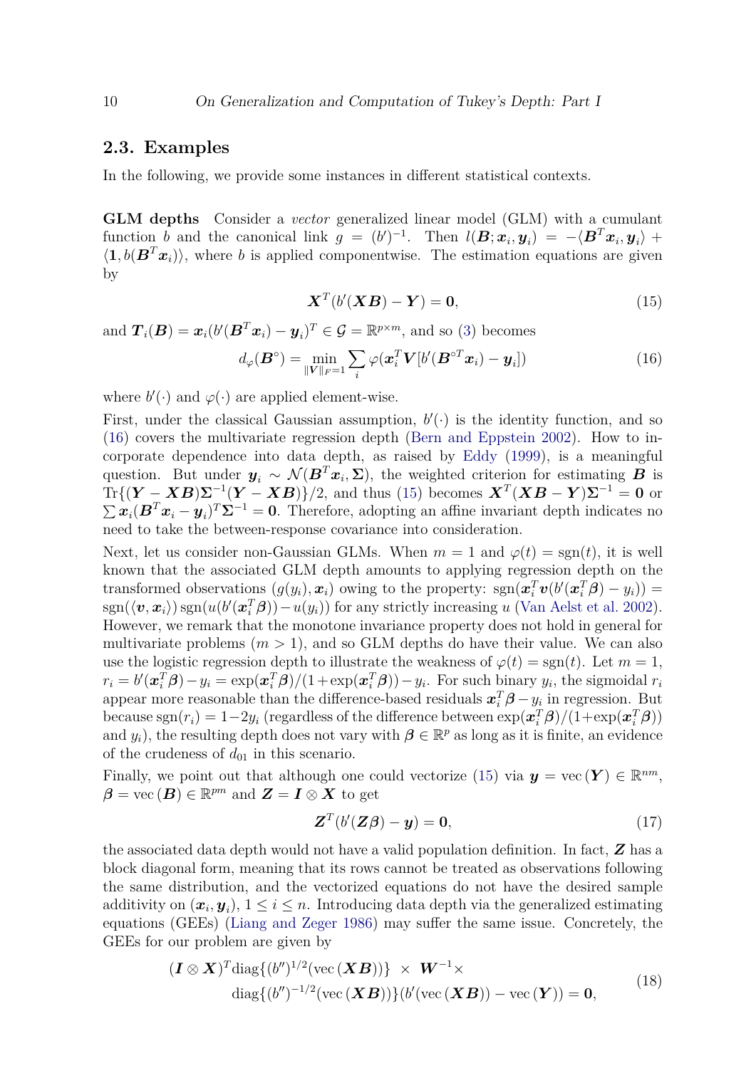### 2.3. Examples

In the following, we provide some instances in different statistical contexts.

**GLM depths** Consider a *vector* generalized linear model (GLM) with a cumulant function $b$ and the canonical link $g = (b')^{-1}$. Then $l(\boldsymbol{B}; \boldsymbol{x}_i, \boldsymbol{y}_i) = -\langle \boldsymbol{B}^T \boldsymbol{x}_i, \boldsymbol{y}_i \rangle + \langle \mathbf{1}, b(\boldsymbol{B}^T \boldsymbol{x}_i) \rangle$, where $b$ is applied componentwise. The estimation equations are given by

$$\boldsymbol{X}^T(b'(\boldsymbol{X}\boldsymbol{B}) - \boldsymbol{Y}) = \mathbf{0}, \tag{15}$$

and $\boldsymbol{T}_i(\boldsymbol{B}) = \boldsymbol{x}_i(b'(\boldsymbol{B}^T\boldsymbol{x}_i) - \boldsymbol{y}_i)^T \in \mathcal{G} = \mathbb{R}^{p\times m}$, and so (3) becomes

$$d_\varphi(\boldsymbol{B}^\circ) = \min_{\|\boldsymbol{V}\|_F=1} \sum_i \varphi(\boldsymbol{x}_i^T \boldsymbol{V}[b'(\boldsymbol{B}^{\circ T}\boldsymbol{x}_i) - \boldsymbol{y}_i]) \tag{16}$$

where $b'(\cdot)$ and $\varphi(\cdot)$ are applied element-wise.

First, under the classical Gaussian assumption, $b'(\cdot)$ is the identity function, and so (16) covers the multivariate regression depth (Bern and Eppstein 2002). How to incorporate dependence into data depth, as raised by Eddy (1999), is a meaningful question. But under $\boldsymbol{y}_i \sim \mathcal{N}(\boldsymbol{B}^T\boldsymbol{x}_i, \boldsymbol{\Sigma})$, the weighted criterion for estimating $\boldsymbol{B}$ is $\mathrm{Tr}\{(\boldsymbol{Y} - \boldsymbol{X}\boldsymbol{B})\boldsymbol{\Sigma}^{-1}(\boldsymbol{Y} - \boldsymbol{X}\boldsymbol{B})\}/2$, and thus (15) becomes $\boldsymbol{X}^T(\boldsymbol{X}\boldsymbol{B} - \boldsymbol{Y})\boldsymbol{\Sigma}^{-1} = \mathbf{0}$ or $\sum \boldsymbol{x}_i(\boldsymbol{B}^T\boldsymbol{x}_i - \boldsymbol{y}_i)^T\boldsymbol{\Sigma}^{-1} = \mathbf{0}$. Therefore, adopting an affine invariant depth indicates no need to take the between-response covariance into consideration.

Next, let us consider non-Gaussian GLMs. When $m = 1$ and $\varphi(t) = \mathrm{sgn}(t)$, it is well known that the associated GLM depth amounts to applying regression depth on the transformed observations $(g(y_i), \boldsymbol{x}_i)$ owing to the property: $\mathrm{sgn}(\boldsymbol{x}_i^T\boldsymbol{v}(b'(\boldsymbol{x}_i^T\boldsymbol{\beta}) - y_i)) = \mathrm{sgn}(\langle \boldsymbol{v}, \boldsymbol{x}_i \rangle)\,\mathrm{sgn}(u(b'(\boldsymbol{x}_i^T\boldsymbol{\beta})) - u(y_i))$ for any strictly increasing $u$ (Van Aelst et al. 2002). However, we remark that the monotone invariance property does not hold in general for multivariate problems ($m > 1$), and so GLM depths do have their value. We can also use the logistic regression depth to illustrate the weakness of $\varphi(t) = \mathrm{sgn}(t)$. Let $m = 1$, $r_i = b'(\boldsymbol{x}_i^T\boldsymbol{\beta}) - y_i = \exp(\boldsymbol{x}_i^T\boldsymbol{\beta})/(1+\exp(\boldsymbol{x}_i^T\boldsymbol{\beta})) - y_i$. For such binary $y_i$, the sigmoidal $r_i$ appear more reasonable than the difference-based residuals $\boldsymbol{x}_i^T\boldsymbol{\beta} - y_i$ in regression. But because $\mathrm{sgn}(r_i) = 1 - 2y_i$ (regardless of the difference between $\exp(\boldsymbol{x}_i^T\boldsymbol{\beta})/(1+\exp(\boldsymbol{x}_i^T\boldsymbol{\beta}))$ and $y_i$), the resulting depth does not vary with $\boldsymbol{\beta} \in \mathbb{R}^p$ as long as it is finite, an evidence of the crudeness of $d_{01}$ in this scenario.

Finally, we point out that although one could vectorize (15) via $\boldsymbol{y} = \mathrm{vec}\,(\boldsymbol{Y}) \in \mathbb{R}^{nm}$, $\boldsymbol{\beta} = \mathrm{vec}\,(\boldsymbol{B}) \in \mathbb{R}^{pm}$ and $\boldsymbol{Z} = \boldsymbol{I} \otimes \boldsymbol{X}$ to get

$$\boldsymbol{Z}^T(b'(\boldsymbol{Z}\boldsymbol{\beta}) - \boldsymbol{y}) = \mathbf{0}, \tag{17}$$

the associated data depth would not have a valid population definition. In fact, $\boldsymbol{Z}$ has a block diagonal form, meaning that its rows cannot be treated as observations following the same distribution, and the vectorized equations do not have the desired sample additivity on $(\boldsymbol{x}_i, \boldsymbol{y}_i)$, $1 \le i \le n$. Introducing data depth via the generalized estimating equations (GEEs) (Liang and Zeger 1986) may suffer the same issue. Concretely, the GEEs for our problem are given by

$$\begin{aligned}(\boldsymbol{I} \otimes \boldsymbol{X})^T \mathrm{diag}\{(b'')^{1/2}(\mathrm{vec}\,(\boldsymbol{X}\boldsymbol{B}))\} \;\times\; \boldsymbol{W}^{-1} \times \\ \mathrm{diag}\{(b'')^{-1/2}(\mathrm{vec}\,(\boldsymbol{X}\boldsymbol{B}))\}(b'(\mathrm{vec}\,(\boldsymbol{X}\boldsymbol{B})) - \mathrm{vec}\,(\boldsymbol{Y})) = \mathbf{0},\end{aligned} \tag{18}$$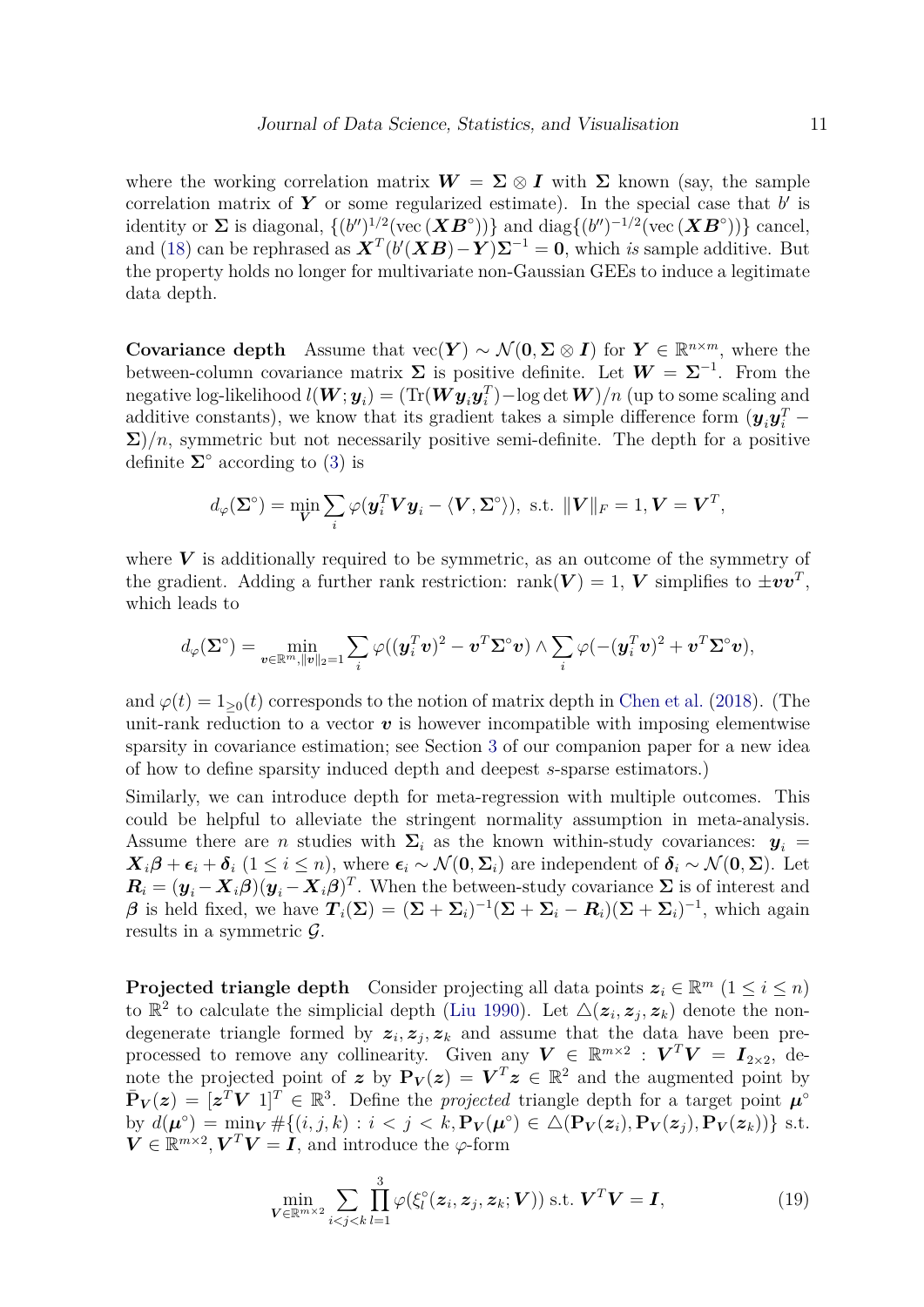where the working correlation matrix $\boldsymbol{W} = \boldsymbol{\Sigma} \otimes \boldsymbol{I}$ with $\boldsymbol{\Sigma}$ known (say, the sample correlation matrix of $\boldsymbol{Y}$ or some regularized estimate). In the special case that $b'$ is identity or $\boldsymbol{\Sigma}$ is diagonal, $\{(b'')^{1/2}(\text{vec}\,(\boldsymbol{X}\boldsymbol{B}^\circ))\}$ and $\text{diag}\{(b'')^{-1/2}(\text{vec}\,(\boldsymbol{X}\boldsymbol{B}^\circ))\}$ cancel, and (18) can be rephrased as $\boldsymbol{X}^T(b'(\boldsymbol{X}\boldsymbol{B}) - \boldsymbol{Y})\boldsymbol{\Sigma}^{-1} = \boldsymbol{0}$, which *is* sample additive. But the property holds no longer for multivariate non-Gaussian GEEs to induce a legitimate data depth.

**Covariance depth** Assume that $\text{vec}(\boldsymbol{Y}) \sim \mathcal{N}(\boldsymbol{0}, \boldsymbol{\Sigma} \otimes \boldsymbol{I})$ for $\boldsymbol{Y} \in \mathbb{R}^{n \times m}$, where the between-column covariance matrix $\boldsymbol{\Sigma}$ is positive definite. Let $\boldsymbol{W} = \boldsymbol{\Sigma}^{-1}$. From the negative log-likelihood $l(\boldsymbol{W}; \boldsymbol{y}_i) = (\text{Tr}(\boldsymbol{W}\boldsymbol{y}_i\boldsymbol{y}_i^T) - \log\det \boldsymbol{W})/n$ (up to some scaling and additive constants), we know that its gradient takes a simple difference form $(\boldsymbol{y}_i\boldsymbol{y}_i^T - \boldsymbol{\Sigma})/n$, symmetric but not necessarily positive semi-definite. The depth for a positive definite $\boldsymbol{\Sigma}^\circ$ according to (3) is

$$d_\varphi(\boldsymbol{\Sigma}^\circ) = \min_{\boldsymbol{V}} \sum_i \varphi(\boldsymbol{y}_i^T\boldsymbol{V}\boldsymbol{y}_i - \langle \boldsymbol{V}, \boldsymbol{\Sigma}^\circ \rangle), \text{ s.t. } \|\boldsymbol{V}\|_F = 1, \boldsymbol{V} = \boldsymbol{V}^T,$$

where $\boldsymbol{V}$ is additionally required to be symmetric, as an outcome of the symmetry of the gradient. Adding a further rank restriction: $\text{rank}(\boldsymbol{V}) = 1$, $\boldsymbol{V}$ simplifies to $\pm\boldsymbol{v}\boldsymbol{v}^T$, which leads to

$$d_\varphi(\boldsymbol{\Sigma}^\circ) = \min_{\boldsymbol{v} \in \mathbb{R}^m, \|\boldsymbol{v}\|_2 = 1} \sum_i \varphi((\boldsymbol{y}_i^T\boldsymbol{v})^2 - \boldsymbol{v}^T\boldsymbol{\Sigma}^\circ\boldsymbol{v}) \wedge \sum_i \varphi(-(\boldsymbol{y}_i^T\boldsymbol{v})^2 + \boldsymbol{v}^T\boldsymbol{\Sigma}^\circ\boldsymbol{v}),$$

and $\varphi(t) = 1_{\geq 0}(t)$ corresponds to the notion of matrix depth in Chen et al. (2018). (The unit-rank reduction to a vector $\boldsymbol{v}$ is however incompatible with imposing elementwise sparsity in covariance estimation; see Section 3 of our companion paper for a new idea of how to define sparsity induced depth and deepest $s$-sparse estimators.)

Similarly, we can introduce depth for meta-regression with multiple outcomes. This could be helpful to alleviate the stringent normality assumption in meta-analysis. Assume there are $n$ studies with $\boldsymbol{\Sigma}_i$ as the known within-study covariances: $\boldsymbol{y}_i = \boldsymbol{X}_i\boldsymbol{\beta} + \boldsymbol{\epsilon}_i + \boldsymbol{\delta}_i$ $(1 \leq i \leq n)$, where $\boldsymbol{\epsilon}_i \sim \mathcal{N}(\boldsymbol{0}, \boldsymbol{\Sigma}_i)$ are independent of $\boldsymbol{\delta}_i \sim \mathcal{N}(\boldsymbol{0}, \boldsymbol{\Sigma})$. Let $\boldsymbol{R}_i = (\boldsymbol{y}_i - \boldsymbol{X}_i\boldsymbol{\beta})(\boldsymbol{y}_i - \boldsymbol{X}_i\boldsymbol{\beta})^T$. When the between-study covariance $\boldsymbol{\Sigma}$ is of interest and $\boldsymbol{\beta}$ is held fixed, we have $\boldsymbol{T}_i(\boldsymbol{\Sigma}) = (\boldsymbol{\Sigma} + \boldsymbol{\Sigma}_i)^{-1}(\boldsymbol{\Sigma} + \boldsymbol{\Sigma}_i - \boldsymbol{R}_i)(\boldsymbol{\Sigma} + \boldsymbol{\Sigma}_i)^{-1}$, which again results in a symmetric $\mathcal{G}$.

**Projected triangle depth** Consider projecting all data points $\boldsymbol{z}_i \in \mathbb{R}^m$ $(1 \leq i \leq n)$ to $\mathbb{R}^2$ to calculate the simplicial depth (Liu 1990). Let $\triangle(\boldsymbol{z}_i, \boldsymbol{z}_j, \boldsymbol{z}_k)$ denote the non-degenerate triangle formed by $\boldsymbol{z}_i, \boldsymbol{z}_j, \boldsymbol{z}_k$ and assume that the data have been pre-processed to remove any collinearity. Given any $\boldsymbol{V} \in \mathbb{R}^{m \times 2} : \boldsymbol{V}^T\boldsymbol{V} = \boldsymbol{I}_{2 \times 2}$, denote the projected point of $\boldsymbol{z}$ by $\mathbf{P}_{\boldsymbol{V}}(\boldsymbol{z}) = \boldsymbol{V}^T\boldsymbol{z} \in \mathbb{R}^2$ and the augmented point by $\bar{\mathbf{P}}_{\boldsymbol{V}}(\boldsymbol{z}) = [\boldsymbol{z}^T\boldsymbol{V} \ 1]^T \in \mathbb{R}^3$. Define the *projected* triangle depth for a target point $\boldsymbol{\mu}^\circ$ by $d(\boldsymbol{\mu}^\circ) = \min_{\boldsymbol{V}} \#\{(i, j, k) : i < j < k, \mathbf{P}_{\boldsymbol{V}}(\boldsymbol{\mu}^\circ) \in \triangle(\mathbf{P}_{\boldsymbol{V}}(\boldsymbol{z}_i), \mathbf{P}_{\boldsymbol{V}}(\boldsymbol{z}_j), \mathbf{P}_{\boldsymbol{V}}(\boldsymbol{z}_k))\}$ s.t. $\boldsymbol{V} \in \mathbb{R}^{m \times 2}, \boldsymbol{V}^T\boldsymbol{V} = \boldsymbol{I}$, and introduce the $\varphi$-form

$$\min_{\boldsymbol{V} \in \mathbb{R}^{m \times 2}} \sum_{i<j<k} \prod_{l=1}^{3} \varphi(\xi_l^\circ(\boldsymbol{z}_i, \boldsymbol{z}_j, \boldsymbol{z}_k; \boldsymbol{V})) \text{ s.t. } \boldsymbol{V}^T\boldsymbol{V} = \boldsymbol{I}, \tag{19}$$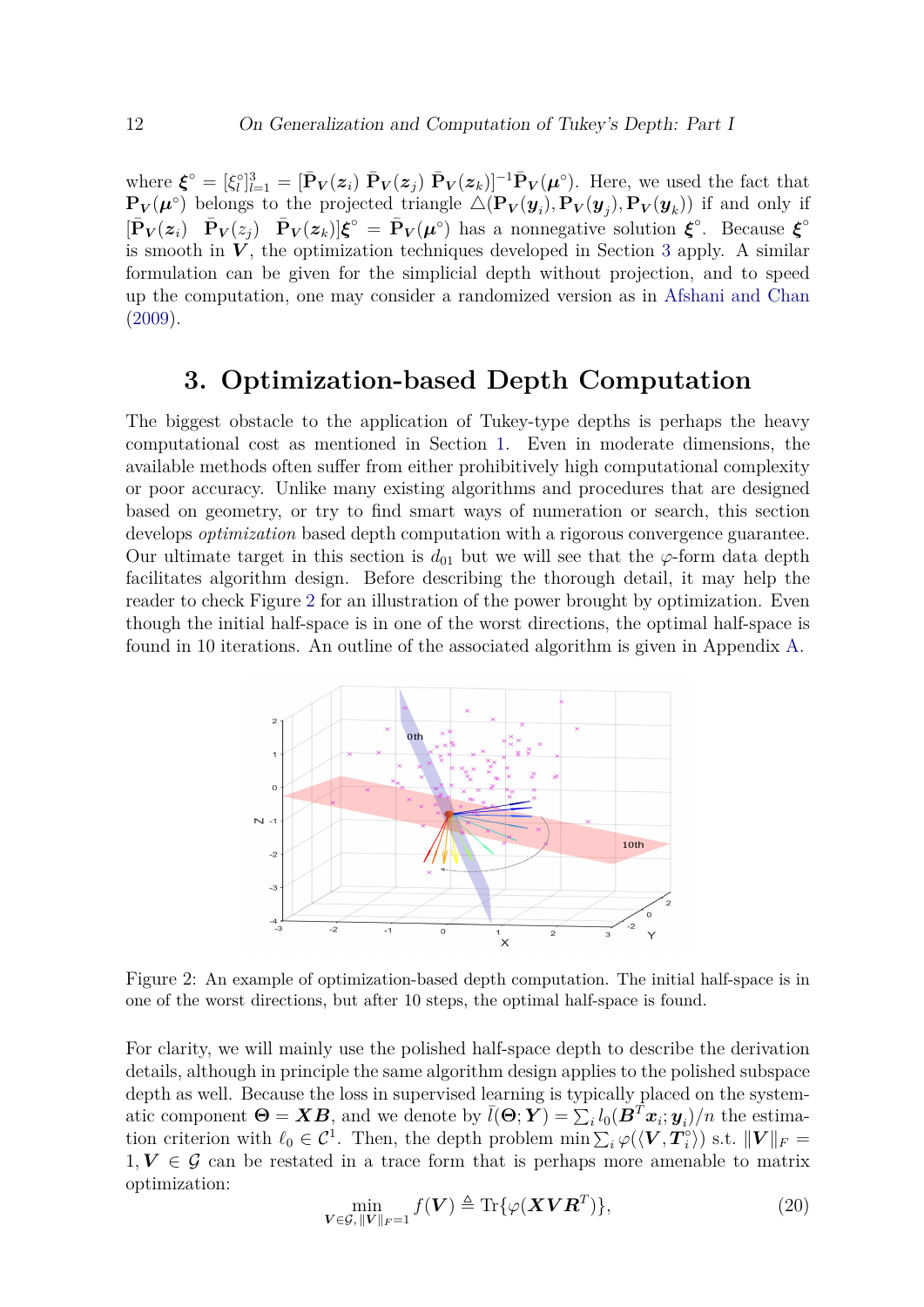where $\boldsymbol{\xi}^\circ = [\xi_l^\circ]_{l=1}^3 = [\bar{\mathbf{P}}_{\boldsymbol{V}}(\boldsymbol{z}_i)\ \bar{\mathbf{P}}_{\boldsymbol{V}}(\boldsymbol{z}_j)\ \bar{\mathbf{P}}_{\boldsymbol{V}}(\boldsymbol{z}_k)]^{-1}\bar{\mathbf{P}}_{\boldsymbol{V}}(\boldsymbol{\mu}^\circ)$. Here, we used the fact that $\mathbf{P}_{\boldsymbol{V}}(\boldsymbol{\mu}^\circ)$ belongs to the projected triangle $\triangle(\mathbf{P}_{\boldsymbol{V}}(\boldsymbol{y}_i), \mathbf{P}_{\boldsymbol{V}}(\boldsymbol{y}_j), \mathbf{P}_{\boldsymbol{V}}(\boldsymbol{y}_k))$ if and only if $[\bar{\mathbf{P}}_{\boldsymbol{V}}(\boldsymbol{z}_i)\ \ \bar{\mathbf{P}}_{\boldsymbol{V}}(z_j)\ \ \bar{\mathbf{P}}_{\boldsymbol{V}}(\boldsymbol{z}_k)]\boldsymbol{\xi}^\circ = \bar{\mathbf{P}}_{\boldsymbol{V}}(\boldsymbol{\mu}^\circ)$ has a nonnegative solution $\boldsymbol{\xi}^\circ$. Because $\boldsymbol{\xi}^\circ$ is smooth in $\boldsymbol{V}$, the optimization techniques developed in Section 3 apply. A similar formulation can be given for the simplicial depth without projection, and to speed up the computation, one may consider a randomized version as in Afshani and Chan (2009).

## 3. Optimization-based Depth Computation

The biggest obstacle to the application of Tukey-type depths is perhaps the heavy computational cost as mentioned in Section 1. Even in moderate dimensions, the available methods often suffer from either prohibitively high computational complexity or poor accuracy. Unlike many existing algorithms and procedures that are designed based on geometry, or try to find smart ways of numeration or search, this section develops *optimization* based depth computation with a rigorous convergence guarantee. Our ultimate target in this section is $d_{01}$ but we will see that the $\varphi$-form data depth facilitates algorithm design. Before describing the thorough detail, it may help the reader to check Figure 2 for an illustration of the power brought by optimization. Even though the initial half-space is in one of the worst directions, the optimal half-space is found in 10 iterations. An outline of the associated algorithm is given in Appendix A.

Figure 2: An example of optimization-based depth computation. The initial half-space is in one of the worst directions, but after 10 steps, the optimal half-space is found.

For clarity, we will mainly use the polished half-space depth to describe the derivation details, although in principle the same algorithm design applies to the polished subspace depth as well. Because the loss in supervised learning is typically placed on the systematic component $\boldsymbol{\Theta} = \boldsymbol{X}\boldsymbol{B}$, and we denote by $\bar{l}(\boldsymbol{\Theta}; \boldsymbol{Y}) = \sum_i l_0(\boldsymbol{B}^T\boldsymbol{x}_i; \boldsymbol{y}_i)/n$ the estimation criterion with $\ell_0 \in \mathcal{C}^1$. Then, the depth problem $\min \sum_i \varphi(\langle \boldsymbol{V}, \boldsymbol{T}_i^\circ \rangle)$ s.t. $\|\boldsymbol{V}\|_F = 1, \boldsymbol{V} \in \mathcal{G}$ can be restated in a trace form that is perhaps more amenable to matrix optimization:

$$\min_{\boldsymbol{V}\in\mathcal{G}, \|\boldsymbol{V}\|_F=1} f(\boldsymbol{V}) \triangleq \mathrm{Tr}\{\varphi(\boldsymbol{X}\boldsymbol{V}\boldsymbol{R}^T)\}, \tag{20}$$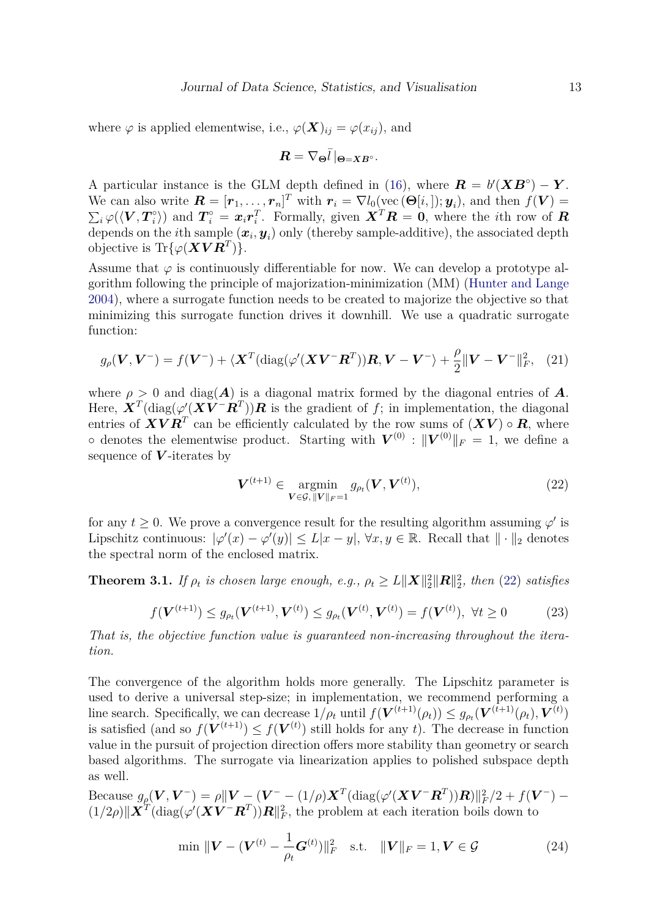where $\varphi$ is applied elementwise, i.e., $\varphi(\boldsymbol{X})_{ij} = \varphi(x_{ij})$, and

$$\boldsymbol{R} = \nabla_{\boldsymbol{\Theta}} \bar{l}\,|_{\boldsymbol{\Theta}=\boldsymbol{X}\boldsymbol{B}^{\circ}}.$$

A particular instance is the GLM depth defined in (16), where $\boldsymbol{R} = b'(\boldsymbol{X}\boldsymbol{B}^{\circ}) - \boldsymbol{Y}$. We can also write $\boldsymbol{R} = [\boldsymbol{r}_1, \ldots, \boldsymbol{r}_n]^T$ with $\boldsymbol{r}_i = \nabla l_0(\mathrm{vec}\,(\boldsymbol{\Theta}[i,]); \boldsymbol{y}_i)$, and then $f(\boldsymbol{V}) = \sum_i \varphi(\langle \boldsymbol{V}, \boldsymbol{T}_i^{\circ}\rangle)$ and $\boldsymbol{T}_i^{\circ} = \boldsymbol{x}_i \boldsymbol{r}_i^T$. Formally, given $\boldsymbol{X}^T\boldsymbol{R} = \boldsymbol{0}$, where the $i$th row of $\boldsymbol{R}$ depends on the $i$th sample $(\boldsymbol{x}_i, \boldsymbol{y}_i)$ only (thereby sample-additive), the associated depth objective is $\mathrm{Tr}\{\varphi(\boldsymbol{X}\boldsymbol{V}\boldsymbol{R}^T)\}$.

Assume that $\varphi$ is continuously differentiable for now. We can develop a prototype algorithm following the principle of majorization-minimization (MM) (Hunter and Lange 2004), where a surrogate function needs to be created to majorize the objective so that minimizing this surrogate function drives it downhill. We use a quadratic surrogate function:

$$g_{\rho}(\boldsymbol{V}, \boldsymbol{V}^-) = f(\boldsymbol{V}^-) + \langle \boldsymbol{X}^T(\mathrm{diag}(\varphi'(\boldsymbol{X}\boldsymbol{V}^-\boldsymbol{R}^T))\boldsymbol{R}, \boldsymbol{V} - \boldsymbol{V}^-\rangle + \frac{\rho}{2}\|\boldsymbol{V} - \boldsymbol{V}^-\|_F^2, \quad (21)$$

where $\rho > 0$ and $\mathrm{diag}(\boldsymbol{A})$ is a diagonal matrix formed by the diagonal entries of $\boldsymbol{A}$. Here, $\boldsymbol{X}^T(\mathrm{diag}(\varphi'(\boldsymbol{X}\boldsymbol{V}^-\boldsymbol{R}^T))\boldsymbol{R}$ is the gradient of $f$; in implementation, the diagonal entries of $\boldsymbol{X}\boldsymbol{V}\boldsymbol{R}^T$ can be efficiently calculated by the row sums of $(\boldsymbol{X}\boldsymbol{V}) \circ \boldsymbol{R}$, where $\circ$ denotes the elementwise product. Starting with $\boldsymbol{V}^{(0)} : \|\boldsymbol{V}^{(0)}\|_F = 1$, we define a sequence of $\boldsymbol{V}$-iterates by

$$\boldsymbol{V}^{(t+1)} \in \underset{\boldsymbol{V}\in\mathcal{G},\, \|\boldsymbol{V}\|_F=1}{\mathrm{argmin}}\; g_{\rho_t}(\boldsymbol{V}, \boldsymbol{V}^{(t)}), \quad (22)$$

for any $t \geq 0$. We prove a convergence result for the resulting algorithm assuming $\varphi'$ is Lipschitz continuous: $|\varphi'(x) - \varphi'(y)| \leq L|x - y|$, $\forall x, y \in \mathbb{R}$. Recall that $\|\cdot\|_2$ denotes the spectral norm of the enclosed matrix.

**Theorem 3.1.** *If $\rho_t$ is chosen large enough, e.g., $\rho_t \geq L\|\boldsymbol{X}\|_2^2\|\boldsymbol{R}\|_2^2$, then (22) satisfies*

$$f(\boldsymbol{V}^{(t+1)}) \leq g_{\rho_t}(\boldsymbol{V}^{(t+1)}, \boldsymbol{V}^{(t)}) \leq g_{\rho_t}(\boldsymbol{V}^{(t)}, \boldsymbol{V}^{(t)}) = f(\boldsymbol{V}^{(t)}),\ \forall t \geq 0 \quad (23)$$

*That is, the objective function value is guaranteed non-increasing throughout the iteration.*

The convergence of the algorithm holds more generally. The Lipschitz parameter is used to derive a universal step-size; in implementation, we recommend performing a line search. Specifically, we can decrease $1/\rho_t$ until $f(\boldsymbol{V}^{(t+1)}(\rho_t)) \leq g_{\rho_t}(\boldsymbol{V}^{(t+1)}(\rho_t), \boldsymbol{V}^{(t)})$ is satisfied (and so $f(\boldsymbol{V}^{(t+1)}) \leq f(\boldsymbol{V}^{(t)})$ still holds for any $t$). The decrease in function value in the pursuit of projection direction offers more stability than geometry or search based algorithms. The surrogate via linearization applies to polished subspace depth as well.

Because $g_{\rho}(\boldsymbol{V}, \boldsymbol{V}^-) = \rho\|\boldsymbol{V} - (\boldsymbol{V}^- - (1/\rho)\boldsymbol{X}^T(\mathrm{diag}(\varphi'(\boldsymbol{X}\boldsymbol{V}^-\boldsymbol{R}^T))\boldsymbol{R})\|_F^2/2 + f(\boldsymbol{V}^-) - (1/2\rho)\|\boldsymbol{X}^T(\mathrm{diag}(\varphi'(\boldsymbol{X}\boldsymbol{V}^-\boldsymbol{R}^T))\boldsymbol{R}\|_F^2$, the problem at each iteration boils down to

$$\min\ \|\boldsymbol{V} - (\boldsymbol{V}^{(t)} - \frac{1}{\rho_t}\boldsymbol{G}^{(t)})\|_F^2 \quad \text{s.t.} \quad \|\boldsymbol{V}\|_F = 1, \boldsymbol{V} \in \mathcal{G} \quad (24)$$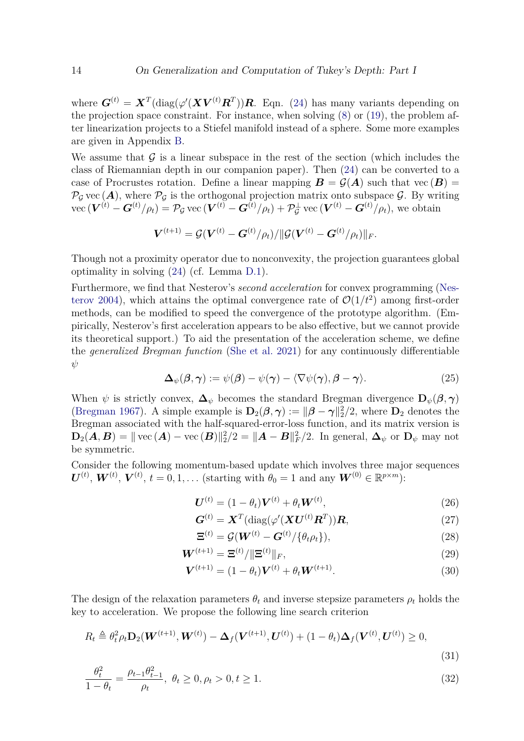where $\boldsymbol{G}^{(t)} = \boldsymbol{X}^T(\text{diag}(\varphi'(\boldsymbol{X}\boldsymbol{V}^{(t)}\boldsymbol{R}^T))\boldsymbol{R}$. Eqn. (24) has many variants depending on the projection space constraint. For instance, when solving (8) or (19), the problem after linearization projects to a Stiefel manifold instead of a sphere. Some more examples are given in Appendix B.

We assume that $\mathcal{G}$ is a linear subspace in the rest of the section (which includes the class of Riemannian depth in our companion paper). Then (24) can be converted to a case of Procrustes rotation. Define a linear mapping $\boldsymbol{B} = \mathcal{G}(\boldsymbol{A})$ such that $\text{vec}\,(\boldsymbol{B}) = \mathcal{P}_{\mathcal{G}}\,\text{vec}\,(\boldsymbol{A})$, where $\mathcal{P}_{\mathcal{G}}$ is the orthogonal projection matrix onto subspace $\mathcal{G}$. By writing $\text{vec}\,(\boldsymbol{V}^{(t)} - \boldsymbol{G}^{(t)}/\rho_t) = \mathcal{P}_{\mathcal{G}}\,\text{vec}\,(\boldsymbol{V}^{(t)} - \boldsymbol{G}^{(t)}/\rho_t) + \mathcal{P}_{\mathcal{G}}^{\perp}\,\text{vec}\,(\boldsymbol{V}^{(t)} - \boldsymbol{G}^{(t)}/\rho_t)$, we obtain

$$\boldsymbol{V}^{(t+1)} = \mathcal{G}(\boldsymbol{V}^{(t)} - \boldsymbol{G}^{(t)}/\rho_t)/\|\mathcal{G}(\boldsymbol{V}^{(t)} - \boldsymbol{G}^{(t)}/\rho_t)\|_F.$$

Though not a proximity operator due to nonconvexity, the projection guarantees global optimality in solving (24) (cf. Lemma D.1).

Furthermore, we find that Nesterov's *second acceleration* for convex programming (Nesterov 2004), which attains the optimal convergence rate of $\mathcal{O}(1/t^2)$ among first-order methods, can be modified to speed the convergence of the prototype algorithm. (Empirically, Nesterov's first acceleration appears to be also effective, but we cannot provide its theoretical support.) To aid the presentation of the acceleration scheme, we define the *generalized Bregman function* (She et al. 2021) for any continuously differentiable $\psi$

$$\boldsymbol{\Delta}_{\psi}(\boldsymbol{\beta}, \boldsymbol{\gamma}) := \psi(\boldsymbol{\beta}) - \psi(\boldsymbol{\gamma}) - \langle \nabla\psi(\boldsymbol{\gamma}), \boldsymbol{\beta} - \boldsymbol{\gamma}\rangle. \tag{25}$$

When $\psi$ is strictly convex, $\boldsymbol{\Delta}_{\psi}$ becomes the standard Bregman divergence $\mathbf{D}_{\psi}(\boldsymbol{\beta}, \boldsymbol{\gamma})$ (Bregman 1967). A simple example is $\mathbf{D}_2(\boldsymbol{\beta}, \boldsymbol{\gamma}) := \|\boldsymbol{\beta} - \boldsymbol{\gamma}\|_2^2/2$, where $\mathbf{D}_2$ denotes the Bregman associated with the half-squared-error-loss function, and its matrix version is $\mathbf{D}_2(\boldsymbol{A}, \boldsymbol{B}) = \|\,\text{vec}\,(\boldsymbol{A}) - \text{vec}\,(\boldsymbol{B})\|_2^2/2 = \|\boldsymbol{A} - \boldsymbol{B}\|_F^2/2$. In general, $\boldsymbol{\Delta}_{\psi}$ or $\mathbf{D}_{\psi}$ may not be symmetric.

Consider the following momentum-based update which involves three major sequences $\boldsymbol{U}^{(t)}$, $\boldsymbol{W}^{(t)}$, $\boldsymbol{V}^{(t)}$, $t = 0, 1, \ldots$ (starting with $\theta_0 = 1$ and any $\boldsymbol{W}^{(0)} \in \mathbb{R}^{p \times m}$):

$$\boldsymbol{U}^{(t)} = (1 - \theta_t)\boldsymbol{V}^{(t)} + \theta_t \boldsymbol{W}^{(t)}, \tag{26}$$

$$\boldsymbol{G}^{(t)} = \boldsymbol{X}^T(\text{diag}(\varphi'(\boldsymbol{X}\boldsymbol{U}^{(t)}\boldsymbol{R}^T))\boldsymbol{R}, \tag{27}$$

$$\boldsymbol{\Xi}^{(t)} = \mathcal{G}(\boldsymbol{W}^{(t)} - \boldsymbol{G}^{(t)}/\{\theta_t\rho_t\}), \tag{28}$$

$$\boldsymbol{W}^{(t+1)} = \boldsymbol{\Xi}^{(t)}/\|\boldsymbol{\Xi}^{(t)}\|_F, \tag{29}$$

$$\boldsymbol{V}^{(t+1)} = (1 - \theta_t)\boldsymbol{V}^{(t)} + \theta_t \boldsymbol{W}^{(t+1)}. \tag{30}$$

The design of the relaxation parameters $\theta_t$ and inverse stepsize parameters $\rho_t$ holds the key to acceleration. We propose the following line search criterion

$$R_t \triangleq \theta_t^2 \rho_t \mathbf{D}_2(\boldsymbol{W}^{(t+1)}, \boldsymbol{W}^{(t)}) - \boldsymbol{\Delta}_f(\boldsymbol{V}^{(t+1)}, \boldsymbol{U}^{(t)}) + (1 - \theta_t)\boldsymbol{\Delta}_f(\boldsymbol{V}^{(t)}, \boldsymbol{U}^{(t)}) \geq 0, \tag{31}$$

$$\frac{\theta_t^2}{1 - \theta_t} = \frac{\rho_{t-1}\theta_{t-1}^2}{\rho_t},\ \theta_t \geq 0, \rho_t > 0, t \geq 1. \tag{32}$$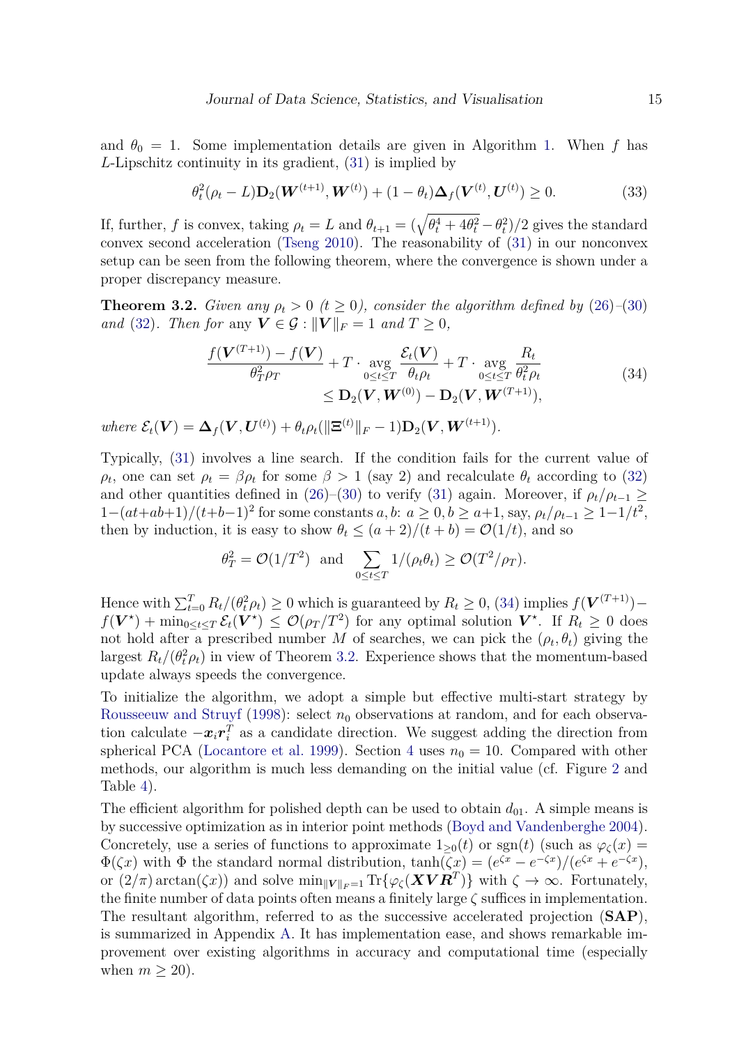and $\theta_0 = 1$. Some implementation details are given in Algorithm 1. When $f$ has $L$-Lipschitz continuity in its gradient, (31) is implied by

$$\theta_t^2(\rho_t - L)\mathbf{D}_2(\boldsymbol{W}^{(t+1)}, \boldsymbol{W}^{(t)}) + (1-\theta_t)\boldsymbol{\Delta}_f(\boldsymbol{V}^{(t)}, \boldsymbol{U}^{(t)}) \geq 0. \tag{33}$$

If, further, $f$ is convex, taking $\rho_t = L$ and $\theta_{t+1} = (\sqrt{\theta_t^4 + 4\theta_t^2} - \theta_t^2)/2$ gives the standard convex second acceleration (Tseng 2010). The reasonability of (31) in our nonconvex setup can be seen from the following theorem, where the convergence is shown under a proper discrepancy measure.

**Theorem 3.2.** *Given any $\rho_t > 0$ ($t \geq 0$), consider the algorithm defined by (26)–(30) and (32). Then for* any *$\boldsymbol{V} \in \mathcal{G} : \|\boldsymbol{V}\|_F = 1$ and $T \geq 0$,*

$$\begin{aligned} \frac{f(\boldsymbol{V}^{(T+1)}) - f(\boldsymbol{V})}{\theta_T^2 \rho_T} + T \cdot \operatorname*{avg}_{0 \leq t \leq T} \frac{\mathcal{E}_t(\boldsymbol{V})}{\theta_t \rho_t} + T \cdot \operatorname*{avg}_{0 \leq t \leq T} \frac{R_t}{\theta_t^2 \rho_t} \\ \leq \mathbf{D}_2(\boldsymbol{V}, \boldsymbol{W}^{(0)}) - \mathbf{D}_2(\boldsymbol{V}, \boldsymbol{W}^{(T+1)}), \end{aligned} \tag{34}$$

*where $\mathcal{E}_t(\boldsymbol{V}) = \boldsymbol{\Delta}_f(\boldsymbol{V}, \boldsymbol{U}^{(t)}) + \theta_t\rho_t(\|\boldsymbol{\Xi}^{(t)}\|_F - 1)\mathbf{D}_2(\boldsymbol{V}, \boldsymbol{W}^{(t+1)})$.*

Typically, (31) involves a line search. If the condition fails for the current value of $\rho_t$, one can set $\rho_t = \beta\rho_t$ for some $\beta > 1$ (say 2) and recalculate $\theta_t$ according to (32) and other quantities defined in (26)–(30) to verify (31) again. Moreover, if $\rho_t/\rho_{t-1} \geq 1-(at+ab+1)/(t+b-1)^2$ for some constants $a, b$: $a \geq 0, b \geq a+1$, say, $\rho_t/\rho_{t-1} \geq 1-1/t^2$, then by induction, it is easy to show $\theta_t \leq (a+2)/(t+b) = \mathcal{O}(1/t)$, and so

$$\theta_T^2 = \mathcal{O}(1/T^2) \ \text{ and } \ \sum_{0 \leq t \leq T} 1/(\rho_t \theta_t) \geq \mathcal{O}(T^2/\rho_T).$$

Hence with $\sum_{t=0}^{T} R_t/(\theta_t^2\rho_t) \geq 0$ which is guaranteed by $R_t \geq 0$, (34) implies $f(\boldsymbol{V}^{(T+1)}) - f(\boldsymbol{V}^\star) + \min_{0 \leq t \leq T} \mathcal{E}_t(\boldsymbol{V}^\star) \leq \mathcal{O}(\rho_T/T^2)$ for any optimal solution $\boldsymbol{V}^\star$. If $R_t \geq 0$ does not hold after a prescribed number $M$ of searches, we can pick the $(\rho_t, \theta_t)$ giving the largest $R_t/(\theta_t^2\rho_t)$ in view of Theorem 3.2. Experience shows that the momentum-based update always speeds the convergence.

To initialize the algorithm, we adopt a simple but effective multi-start strategy by Rousseeuw and Struyf (1998): select $n_0$ observations at random, and for each observation calculate $-\boldsymbol{x}_i\boldsymbol{r}_i^T$ as a candidate direction. We suggest adding the direction from spherical PCA (Locantore et al. 1999). Section 4 uses $n_0 = 10$. Compared with other methods, our algorithm is much less demanding on the initial value (cf. Figure 2 and Table 4).

The efficient algorithm for polished depth can be used to obtain $d_{01}$. A simple means is by successive optimization as in interior point methods (Boyd and Vandenberghe 2004). Concretely, use a series of functions to approximate $1_{\geq 0}(t)$ or $\text{sgn}(t)$ (such as $\varphi_\zeta(x) = \Phi(\zeta x)$ with $\Phi$ the standard normal distribution, $\tanh(\zeta x) = (e^{\zeta x} - e^{-\zeta x})/(e^{\zeta x} + e^{-\zeta x})$, or $(2/\pi)\arctan(\zeta x)$) and solve $\min_{\|\boldsymbol{V}\|_F=1} \text{Tr}\{\varphi_\zeta(\boldsymbol{X}\boldsymbol{V}\boldsymbol{R}^T)\}$ with $\zeta \to \infty$. Fortunately, the finite number of data points often means a finitely large $\zeta$ suffices in implementation. The resultant algorithm, referred to as the successive accelerated projection (**SAP**), is summarized in Appendix A. It has implementation ease, and shows remarkable improvement over existing algorithms in accuracy and computational time (especially when $m \geq 20$).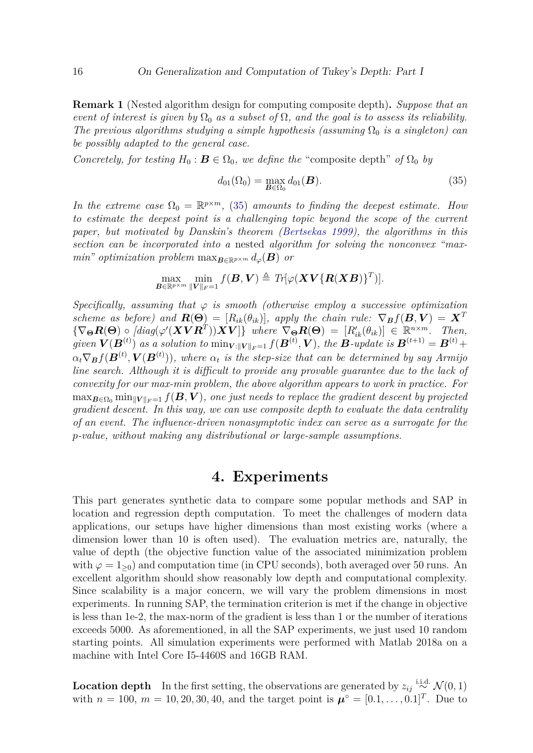**Remark 1** (Nested algorithm design for computing composite depth)**.** *Suppose that an event of interest is given by $\Omega_0$ as a subset of $\Omega$, and the goal is to assess its reliability. The previous algorithms studying a simple hypothesis (assuming $\Omega_0$ is a singleton) can be possibly adapted to the general case.*

*Concretely, for testing $H_0 : \boldsymbol{B} \in \Omega_0$, we define the* "composite depth" *of $\Omega_0$ by*

$$d_{01}(\Omega_0) = \max_{\boldsymbol{B}\in\Omega_0} d_{01}(\boldsymbol{B}). \tag{35}$$

*In the extreme case $\Omega_0 = \mathbb{R}^{p\times m}$, (35) amounts to finding the deepest estimate. How to estimate the deepest point is a challenging topic beyond the scope of the current paper, but motivated by Danskin's theorem (Bertsekas 1999), the algorithms in this section can be incorporated into a* nested *algorithm for solving the nonconvex "max-min" optimization problem $\max_{\boldsymbol{B}\in\mathbb{R}^{p\times m}} d_{\varphi}(\boldsymbol{B})$ or*

$$\max_{\boldsymbol{B}\in\mathbb{R}^{p\times m}} \min_{\|\boldsymbol{V}\|_F=1} f(\boldsymbol{B},\boldsymbol{V}) \triangleq Tr[\varphi(\boldsymbol{X}\boldsymbol{V}\{\boldsymbol{R}(\boldsymbol{X}\boldsymbol{B})\}^T)].$$

*Specifically, assuming that $\varphi$ is smooth (otherwise employ a successive optimization scheme as before) and $\boldsymbol{R}(\boldsymbol{\Theta}) = [R_{ik}(\theta_{ik})]$, apply the chain rule: $\nabla_{\boldsymbol{B}} f(\boldsymbol{B},\boldsymbol{V}) = \boldsymbol{X}^T \{\nabla_{\boldsymbol{\Theta}}\boldsymbol{R}(\boldsymbol{\Theta}) \circ [diag(\varphi'(\boldsymbol{X}\boldsymbol{V}\boldsymbol{R}^T))\boldsymbol{X}\boldsymbol{V}]\}$ where $\nabla_{\boldsymbol{\Theta}}\boldsymbol{R}(\boldsymbol{\Theta}) = [R'_{ik}(\theta_{ik})] \in \mathbb{R}^{n\times m}$. Then, given $\boldsymbol{V}(\boldsymbol{B}^{(t)})$ as a solution to $\min_{\boldsymbol{V}:\|\boldsymbol{V}\|_F=1} f(\boldsymbol{B}^{(t)},\boldsymbol{V})$, the $\boldsymbol{B}$-update is $\boldsymbol{B}^{(t+1)} = \boldsymbol{B}^{(t)} + \alpha_t \nabla_{\boldsymbol{B}} f(\boldsymbol{B}^{(t)}, \boldsymbol{V}(\boldsymbol{B}^{(t)}))$, where $\alpha_t$ is the step-size that can be determined by say Armijo line search. Although it is difficult to provide any provable guarantee due to the lack of convexity for our max-min problem, the above algorithm appears to work in practice. For $\max_{\boldsymbol{B}\in\Omega_0} \min_{\|\boldsymbol{V}\|_F=1} f(\boldsymbol{B},\boldsymbol{V})$, one just needs to replace the gradient descent by projected gradient descent. In this way, we can use composite depth to evaluate the data centrality of an event. The influence-driven nonasymptotic index can serve as a surrogate for the p-value, without making any distributional or large-sample assumptions.*

# 4. Experiments

This part generates synthetic data to compare some popular methods and SAP in location and regression depth computation. To meet the challenges of modern data applications, our setups have higher dimensions than most existing works (where a dimension lower than 10 is often used). The evaluation metrics are, naturally, the value of depth (the objective function value of the associated minimization problem with $\varphi = 1_{\geq 0}$) and computation time (in CPU seconds), both averaged over 50 runs. An excellent algorithm should show reasonably low depth and computational complexity. Since scalability is a major concern, we will vary the problem dimensions in most experiments. In running SAP, the termination criterion is met if the change in objective is less than 1e-2, the max-norm of the gradient is less than 1 or the number of iterations exceeds 5000. As aforementioned, in all the SAP experiments, we just used 10 random starting points. All simulation experiments were performed with Matlab 2018a on a machine with Intel Core I5-4460S and 16GB RAM.

**Location depth** In the first setting, the observations are generated by $z_{ij} \overset{\text{i.i.d.}}{\sim} \mathcal{N}(0, 1)$ with $n = 100$, $m = 10, 20, 30, 40$, and the target point is $\boldsymbol{\mu}^\circ = [0.1, \ldots, 0.1]^T$. Due to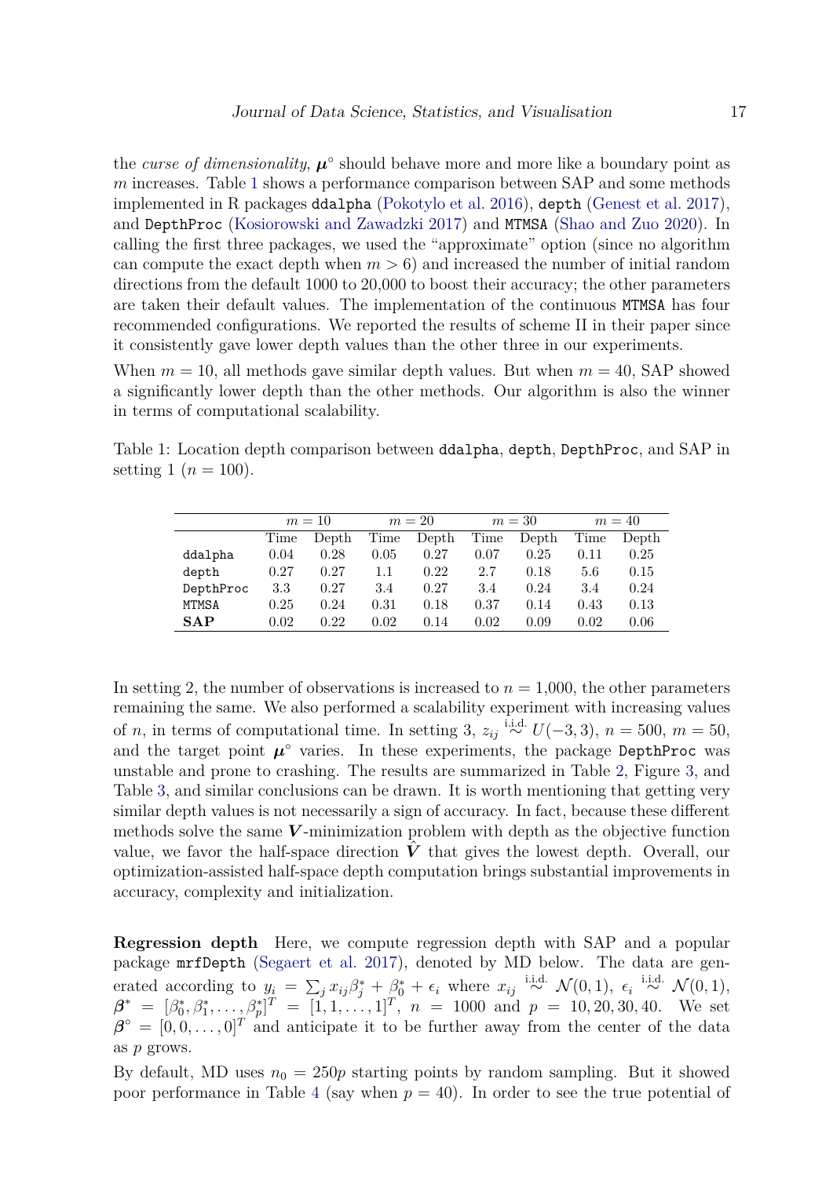the *curse of dimensionality*, $\boldsymbol{\mu}^\circ$ should behave more and more like a boundary point as $m$ increases. Table 1 shows a performance comparison between SAP and some methods implemented in R packages `ddalpha` (Pokotylo et al. 2016), `depth` (Genest et al. 2017), and `DepthProc` (Kosiorowski and Zawadzki 2017) and `MTMSA` (Shao and Zuo 2020). In calling the first three packages, we used the "approximate" option (since no algorithm can compute the exact depth when $m > 6$) and increased the number of initial random directions from the default 1000 to 20,000 to boost their accuracy; the other parameters are taken their default values. The implementation of the continuous `MTMSA` has four recommended configurations. We reported the results of scheme II in their paper since it consistently gave lower depth values than the other three in our experiments.

When $m = 10$, all methods gave similar depth values. But when $m = 40$, SAP showed a significantly lower depth than the other methods. Our algorithm is also the winner in terms of computational scalability.

Table 1: Location depth comparison between `ddalpha`, `depth`, `DepthProc`, and SAP in setting 1 ($n = 100$).

| | $m = 10$ | | $m = 20$ | | $m = 30$ | | $m = 40$ | |
|---|---|---|---|---|---|---|---|---|
| | Time | Depth | Time | Depth | Time | Depth | Time | Depth |
| `ddalpha` | 0.04 | 0.28 | 0.05 | 0.27 | 0.07 | 0.25 | 0.11 | 0.25 |
| `depth` | 0.27 | 0.27 | 1.1 | 0.22 | 2.7 | 0.18 | 5.6 | 0.15 |
| `DepthProc` | 3.3 | 0.27 | 3.4 | 0.27 | 3.4 | 0.24 | 3.4 | 0.24 |
| `MTMSA` | 0.25 | 0.24 | 0.31 | 0.18 | 0.37 | 0.14 | 0.43 | 0.13 |
| **SAP** | 0.02 | 0.22 | 0.02 | 0.14 | 0.02 | 0.09 | 0.02 | 0.06 |

In setting 2, the number of observations is increased to $n = 1{,}000$, the other parameters remaining the same. We also performed a scalability experiment with increasing values of $n$, in terms of computational time. In setting 3, $z_{ij} \overset{\text{i.i.d.}}{\sim} U(-3, 3)$, $n = 500$, $m = 50$, and the target point $\boldsymbol{\mu}^\circ$ varies. In these experiments, the package `DepthProc` was unstable and prone to crashing. The results are summarized in Table 2, Figure 3, and Table 3, and similar conclusions can be drawn. It is worth mentioning that getting very similar depth values is not necessarily a sign of accuracy. In fact, because these different methods solve the same $\boldsymbol{V}$-minimization problem with depth as the objective function value, we favor the half-space direction $\hat{\boldsymbol{V}}$ that gives the lowest depth. Overall, our optimization-assisted half-space depth computation brings substantial improvements in accuracy, complexity and initialization.

**Regression depth** Here, we compute regression depth with SAP and a popular package `mrfDepth` (Segaert et al. 2017), denoted by MD below. The data are generated according to $y_i = \sum_j x_{ij}\beta_j^* + \beta_0^* + \epsilon_i$ where $x_{ij} \overset{\text{i.i.d.}}{\sim} \mathcal{N}(0, 1)$, $\epsilon_i \overset{\text{i.i.d.}}{\sim} \mathcal{N}(0, 1)$, $\boldsymbol{\beta}^* = [\beta_0^*, \beta_1^*, \ldots, \beta_p^*]^T = [1, 1, \ldots, 1]^T$, $n = 1000$ and $p = 10, 20, 30, 40$. We set $\boldsymbol{\beta}^\circ = [0, 0, \ldots, 0]^T$ and anticipate it to be further away from the center of the data as $p$ grows.

By default, MD uses $n_0 = 250p$ starting points by random sampling. But it showed poor performance in Table 4 (say when $p = 40$). In order to see the true potential of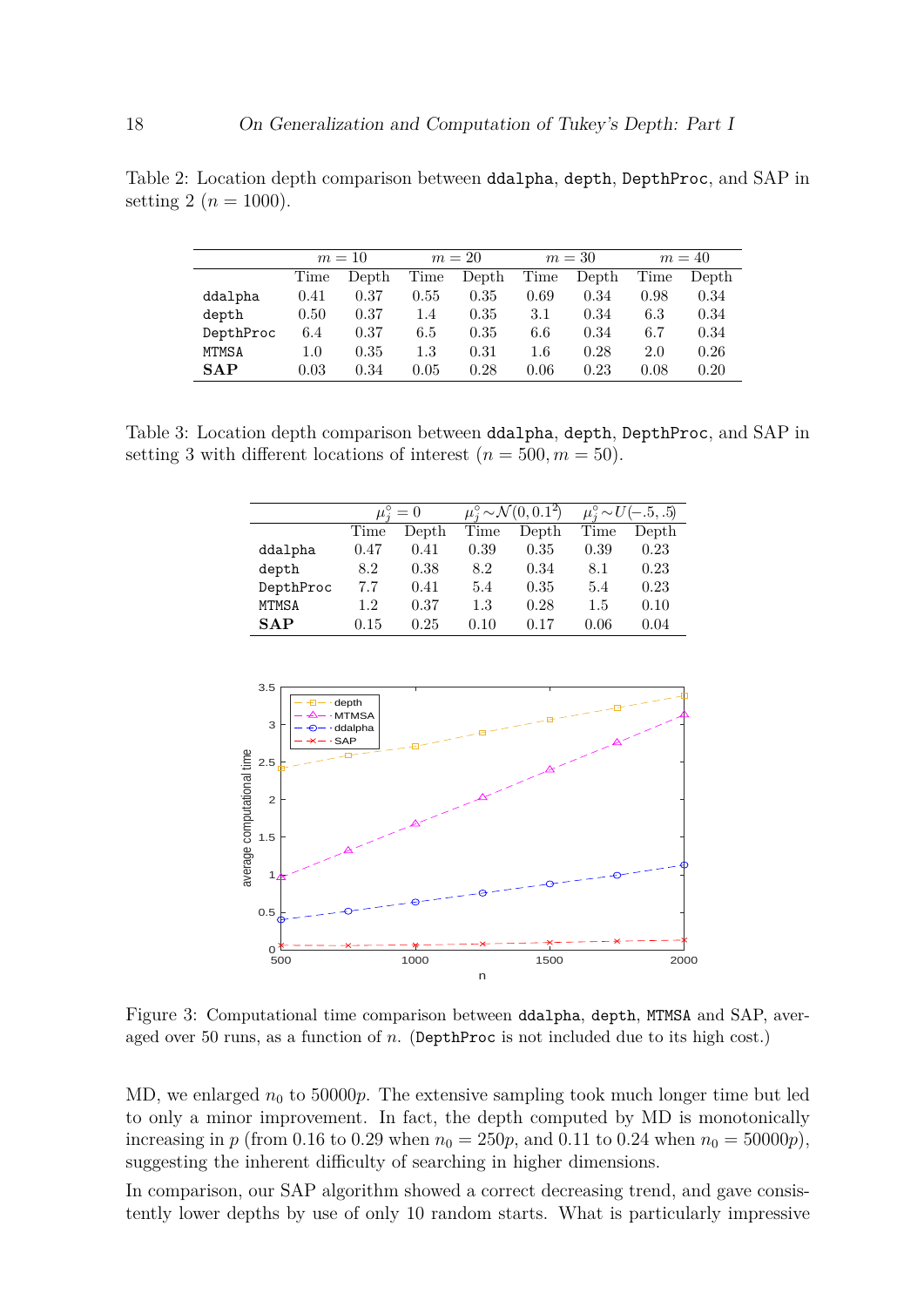Table 2: Location depth comparison between `ddalpha`, `depth`, `DepthProc`, and SAP in setting 2 ($n = 1000$).

| | $m = 10$ | | $m = 20$ | | $m = 30$ | | $m = 40$ | |
|---|---|---|---|---|---|---|---|---|
| | Time | Depth | Time | Depth | Time | Depth | Time | Depth |
| `ddalpha` | 0.41 | 0.37 | 0.55 | 0.35 | 0.69 | 0.34 | 0.98 | 0.34 |
| `depth` | 0.50 | 0.37 | 1.4 | 0.35 | 3.1 | 0.34 | 6.3 | 0.34 |
| `DepthProc` | 6.4 | 0.37 | 6.5 | 0.35 | 6.6 | 0.34 | 6.7 | 0.34 |
| `MTMSA` | 1.0 | 0.35 | 1.3 | 0.31 | 1.6 | 0.28 | 2.0 | 0.26 |
| **SAP** | 0.03 | 0.34 | 0.05 | 0.28 | 0.06 | 0.23 | 0.08 | 0.20 |

Table 3: Location depth comparison between `ddalpha`, `depth`, `DepthProc`, and SAP in setting 3 with different locations of interest ($n = 500, m = 50$).

| | $\mu_j^\circ = 0$ | | $\mu_j^\circ \sim \mathcal{N}(0, 0.1^2)$ | | $\mu_j^\circ \sim U(-.5, .5)$ | |
|---|---|---|---|---|---|---|
| | Time | Depth | Time | Depth | Time | Depth |
| `ddalpha` | 0.47 | 0.41 | 0.39 | 0.35 | 0.39 | 0.23 |
| `depth` | 8.2 | 0.38 | 8.2 | 0.34 | 8.1 | 0.23 |
| `DepthProc` | 7.7 | 0.41 | 5.4 | 0.35 | 5.4 | 0.23 |
| `MTMSA` | 1.2 | 0.37 | 1.3 | 0.28 | 1.5 | 0.10 |
| **SAP** | 0.15 | 0.25 | 0.10 | 0.17 | 0.06 | 0.04 |

Figure 3: Computational time comparison between `ddalpha`, `depth`, `MTMSA` and SAP, averaged over 50 runs, as a function of $n$. (`DepthProc` is not included due to its high cost.)

MD, we enlarged $n_0$ to $50000p$. The extensive sampling took much longer time but led to only a minor improvement. In fact, the depth computed by MD is monotonically increasing in $p$ (from 0.16 to 0.29 when $n_0 = 250p$, and 0.11 to 0.24 when $n_0 = 50000p$), suggesting the inherent difficulty of searching in higher dimensions.

In comparison, our SAP algorithm showed a correct decreasing trend, and gave consistently lower depths by use of only 10 random starts. What is particularly impressive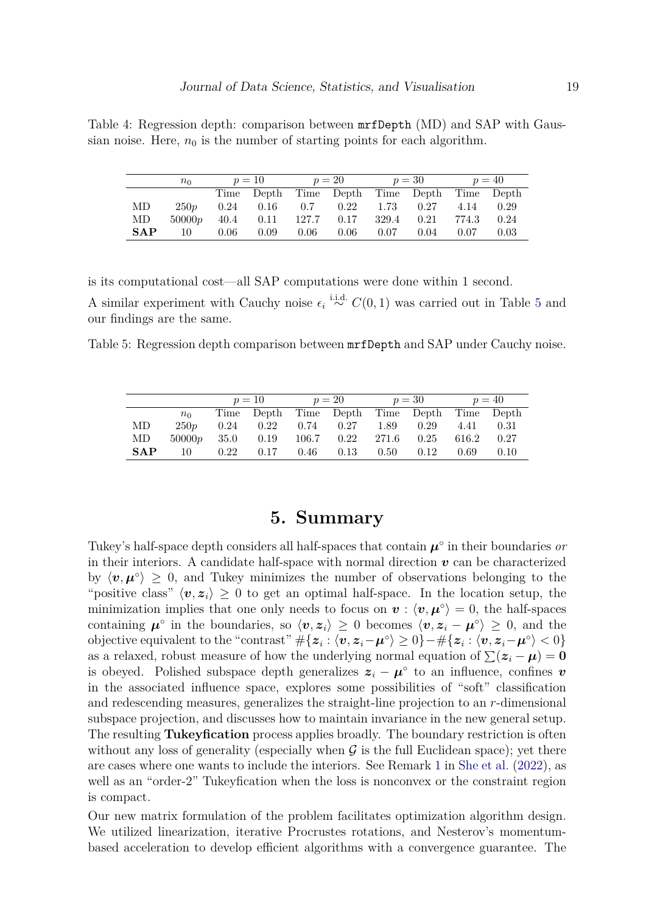Table 4: Regression depth: comparison between `mrfDepth` (MD) and SAP with Gaussian noise. Here, $n_0$ is the number of starting points for each algorithm.

| | $n_0$ | $p = 10$ | | $p = 20$ | | $p = 30$ | | $p = 40$ | |
|---|---|---|---|---|---|---|---|---|---|
| | | Time | Depth | Time | Depth | Time | Depth | Time | Depth |
| MD | $250p$ | 0.24 | 0.16 | 0.7 | 0.22 | 1.73 | 0.27 | 4.14 | 0.29 |
| MD | $50000p$ | 40.4 | 0.11 | 127.7 | 0.17 | 329.4 | 0.21 | 774.3 | 0.24 |
| **SAP** | 10 | 0.06 | 0.09 | 0.06 | 0.06 | 0.07 | 0.04 | 0.07 | 0.03 |

is its computational cost—all SAP computations were done within 1 second.

A similar experiment with Cauchy noise $\epsilon_i \overset{\text{i.i.d.}}{\sim} C(0, 1)$ was carried out in Table 5 and our findings are the same.

Table 5: Regression depth comparison between `mrfDepth` and SAP under Cauchy noise.

| | | $p = 10$ | | $p = 20$ | | $p = 30$ | | $p = 40$ | |
|---|---|---|---|---|---|---|---|---|---|
| | $n_0$ | Time | Depth | Time | Depth | Time | Depth | Time | Depth |
| MD | $250p$ | 0.24 | 0.22 | 0.74 | 0.27 | 1.89 | 0.29 | 4.41 | 0.31 |
| MD | $50000p$ | 35.0 | 0.19 | 106.7 | 0.22 | 271.6 | 0.25 | 616.2 | 0.27 |
| **SAP** | 10 | 0.22 | 0.17 | 0.46 | 0.13 | 0.50 | 0.12 | 0.69 | 0.10 |

# 5. Summary

Tukey's half-space depth considers all half-spaces that contain $\boldsymbol{\mu}^\circ$ in their boundaries *or* in their interiors. A candidate half-space with normal direction $\boldsymbol{v}$ can be characterized by $\langle \boldsymbol{v}, \boldsymbol{\mu}^\circ \rangle \geq 0$, and Tukey minimizes the number of observations belonging to the "positive class" $\langle \boldsymbol{v}, \boldsymbol{z}_i \rangle \geq 0$ to get an optimal half-space. In the location setup, the minimization implies that one only needs to focus on $\boldsymbol{v} : \langle \boldsymbol{v}, \boldsymbol{\mu}^\circ \rangle = 0$, the half-spaces containing $\boldsymbol{\mu}^\circ$ in the boundaries, so $\langle \boldsymbol{v}, \boldsymbol{z}_i \rangle \geq 0$ becomes $\langle \boldsymbol{v}, \boldsymbol{z}_i - \boldsymbol{\mu}^\circ \rangle \geq 0$, and the objective equivalent to the "contrast" $\#\{\boldsymbol{z}_i : \langle \boldsymbol{v}, \boldsymbol{z}_i - \boldsymbol{\mu}^\circ \rangle \geq 0\} - \#\{\boldsymbol{z}_i : \langle \boldsymbol{v}, \boldsymbol{z}_i - \boldsymbol{\mu}^\circ \rangle < 0\}$ as a relaxed, robust measure of how the underlying normal equation of $\sum(\boldsymbol{z}_i - \boldsymbol{\mu}) = \boldsymbol{0}$ is obeyed. Polished subspace depth generalizes $\boldsymbol{z}_i - \boldsymbol{\mu}^\circ$ to an influence, confines $\boldsymbol{v}$ in the associated influence space, explores some possibilities of "soft" classification and redescending measures, generalizes the straight-line projection to an $r$-dimensional subspace projection, and discusses how to maintain invariance in the new general setup. The resulting **Tukeyfication** process applies broadly. The boundary restriction is often without any loss of generality (especially when $\mathcal{G}$ is the full Euclidean space); yet there are cases where one wants to include the interiors. See Remark 1 in She et al. (2022), as well as an "order-2" Tukeyfication when the loss is nonconvex or the constraint region is compact.

Our new matrix formulation of the problem facilitates optimization algorithm design. We utilized linearization, iterative Procrustes rotations, and Nesterov's momentum-based acceleration to develop efficient algorithms with a convergence guarantee. The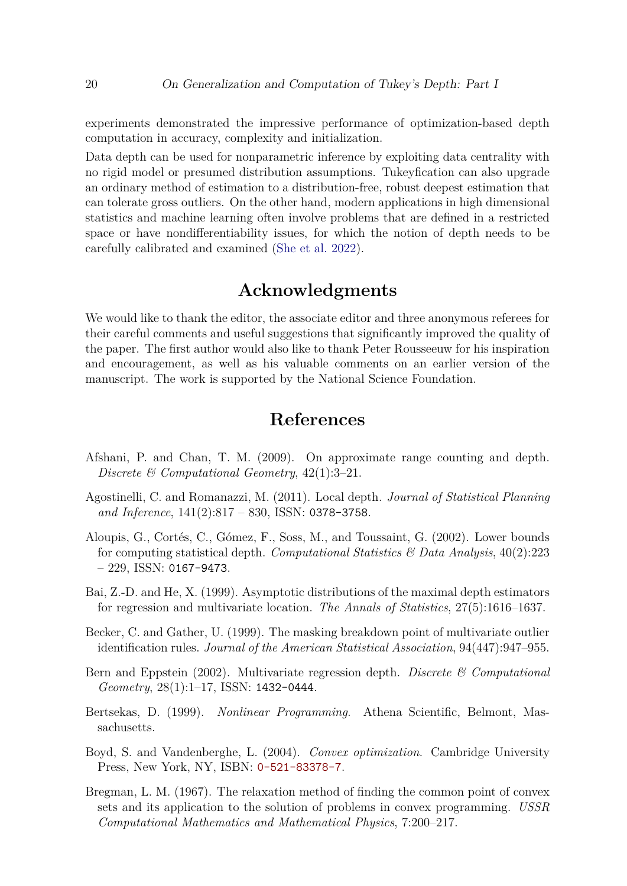experiments demonstrated the impressive performance of optimization-based depth computation in accuracy, complexity and initialization.

Data depth can be used for nonparametric inference by exploiting data centrality with no rigid model or presumed distribution assumptions. Tukeyfication can also upgrade an ordinary method of estimation to a distribution-free, robust deepest estimation that can tolerate gross outliers. On the other hand, modern applications in high dimensional statistics and machine learning often involve problems that are defined in a restricted space or have nondifferentiability issues, for which the notion of depth needs to be carefully calibrated and examined (She et al. 2022).

## Acknowledgments

We would like to thank the editor, the associate editor and three anonymous referees for their careful comments and useful suggestions that significantly improved the quality of the paper. The first author would also like to thank Peter Rousseeuw for his inspiration and encouragement, as well as his valuable comments on an earlier version of the manuscript. The work is supported by the National Science Foundation.

## References

Afshani, P. and Chan, T. M. (2009). On approximate range counting and depth. *Discrete & Computational Geometry*, 42(1):3–21.

Agostinelli, C. and Romanazzi, M. (2011). Local depth. *Journal of Statistical Planning and Inference*, 141(2):817 – 830, ISSN: 0378-3758.

Aloupis, G., Cortés, C., Gómez, F., Soss, M., and Toussaint, G. (2002). Lower bounds for computing statistical depth. *Computational Statistics & Data Analysis*, 40(2):223 – 229, ISSN: 0167-9473.

Bai, Z.-D. and He, X. (1999). Asymptotic distributions of the maximal depth estimators for regression and multivariate location. *The Annals of Statistics*, 27(5):1616–1637.

Becker, C. and Gather, U. (1999). The masking breakdown point of multivariate outlier identification rules. *Journal of the American Statistical Association*, 94(447):947–955.

Bern and Eppstein (2002). Multivariate regression depth. *Discrete & Computational Geometry*, 28(1):1–17, ISSN: 1432-0444.

Bertsekas, D. (1999). *Nonlinear Programming*. Athena Scientific, Belmont, Massachusetts.

Boyd, S. and Vandenberghe, L. (2004). *Convex optimization*. Cambridge University Press, New York, NY, ISBN: 0-521-83378-7.

Bregman, L. M. (1967). The relaxation method of finding the common point of convex sets and its application to the solution of problems in convex programming. *USSR Computational Mathematics and Mathematical Physics*, 7:200–217.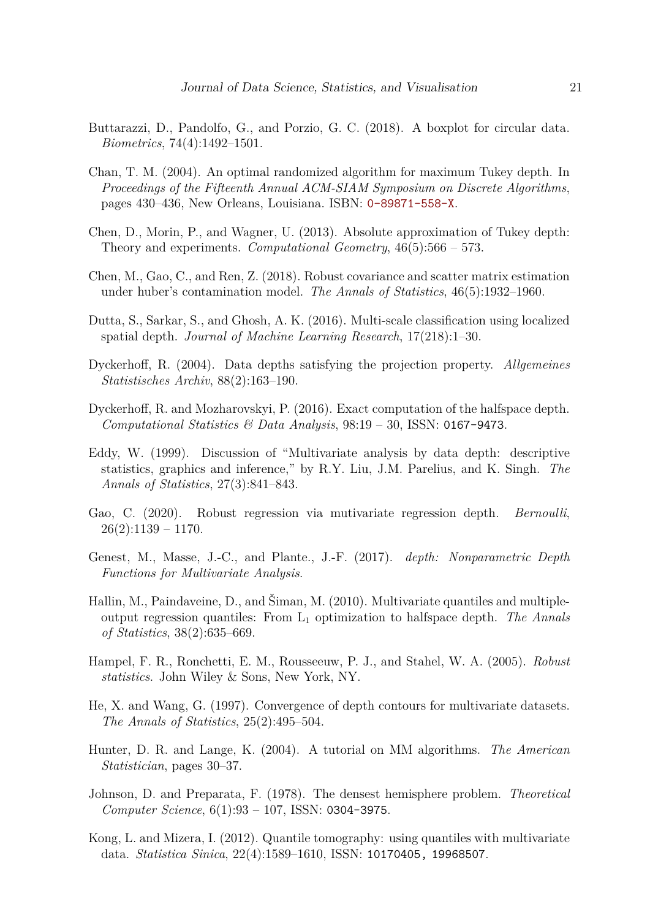Buttarazzi, D., Pandolfo, G., and Porzio, G. C. (2018). A boxplot for circular data. *Biometrics*, 74(4):1492–1501.

Chan, T. M. (2004). An optimal randomized algorithm for maximum Tukey depth. In *Proceedings of the Fifteenth Annual ACM-SIAM Symposium on Discrete Algorithms*, pages 430–436, New Orleans, Louisiana. ISBN: 0-89871-558-X.

Chen, D., Morin, P., and Wagner, U. (2013). Absolute approximation of Tukey depth: Theory and experiments. *Computational Geometry*, 46(5):566 – 573.

Chen, M., Gao, C., and Ren, Z. (2018). Robust covariance and scatter matrix estimation under huber's contamination model. *The Annals of Statistics*, 46(5):1932–1960.

Dutta, S., Sarkar, S., and Ghosh, A. K. (2016). Multi-scale classification using localized spatial depth. *Journal of Machine Learning Research*, 17(218):1–30.

Dyckerhoff, R. (2004). Data depths satisfying the projection property. *Allgemeines Statistisches Archiv*, 88(2):163–190.

Dyckerhoff, R. and Mozharovskyi, P. (2016). Exact computation of the halfspace depth. *Computational Statistics & Data Analysis*, 98:19 – 30, ISSN: 0167-9473.

Eddy, W. (1999). Discussion of "Multivariate analysis by data depth: descriptive statistics, graphics and inference," by R.Y. Liu, J.M. Parelius, and K. Singh. *The Annals of Statistics*, 27(3):841–843.

Gao, C. (2020). Robust regression via mutivariate regression depth. *Bernoulli*, 26(2):1139 – 1170.

Genest, M., Masse, J.-C., and Plante., J.-F. (2017). *depth: Nonparametric Depth Functions for Multivariate Analysis*.

Hallin, M., Paindaveine, D., and Šiman, M. (2010). Multivariate quantiles and multiple-output regression quantiles: From $L_1$ optimization to halfspace depth. *The Annals of Statistics*, 38(2):635–669.

Hampel, F. R., Ronchetti, E. M., Rousseeuw, P. J., and Stahel, W. A. (2005). *Robust statistics*. John Wiley & Sons, New York, NY.

He, X. and Wang, G. (1997). Convergence of depth contours for multivariate datasets. *The Annals of Statistics*, 25(2):495–504.

Hunter, D. R. and Lange, K. (2004). A tutorial on MM algorithms. *The American Statistician*, pages 30–37.

Johnson, D. and Preparata, F. (1978). The densest hemisphere problem. *Theoretical Computer Science*, 6(1):93 – 107, ISSN: 0304-3975.

Kong, L. and Mizera, I. (2012). Quantile tomography: using quantiles with multivariate data. *Statistica Sinica*, 22(4):1589–1610, ISSN: 10170405, 19968507.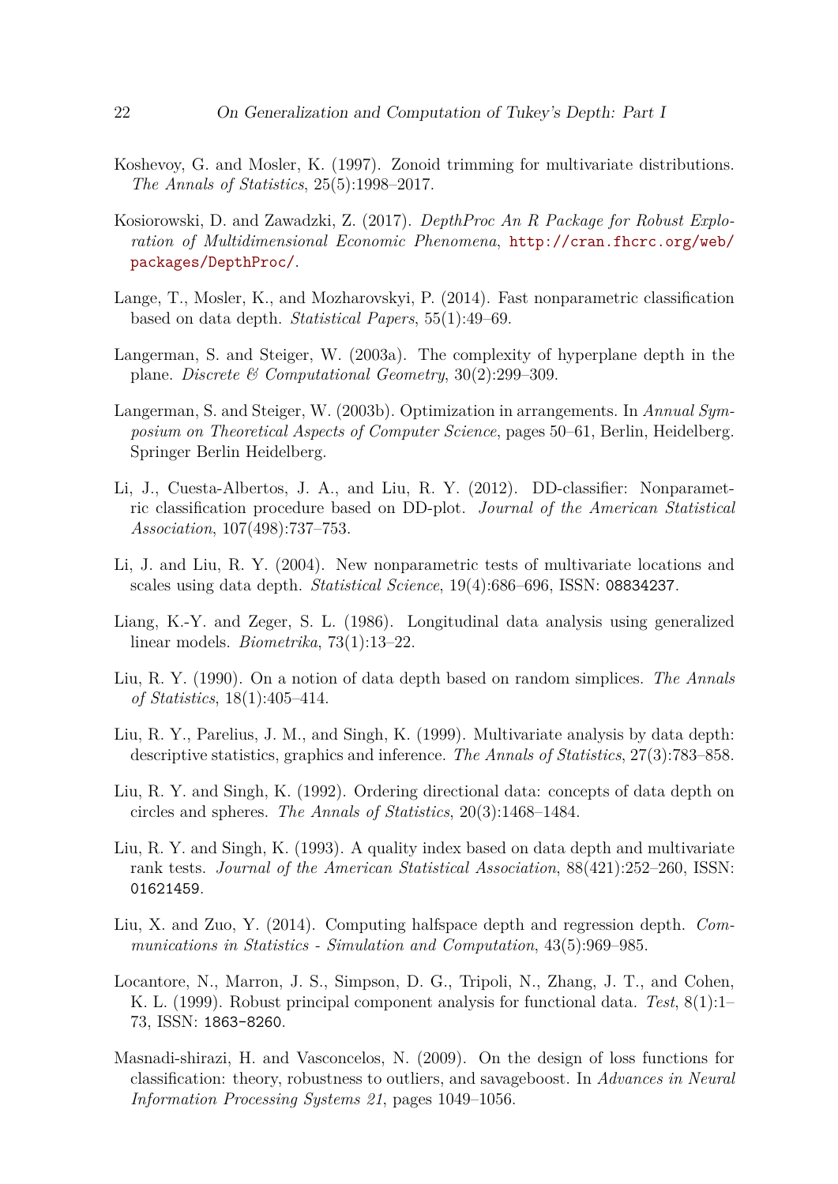Koshevoy, G. and Mosler, K. (1997). Zonoid trimming for multivariate distributions. *The Annals of Statistics*, 25(5):1998–2017.

Kosiorowski, D. and Zawadzki, Z. (2017). *DepthProc An R Package for Robust Exploration of Multidimensional Economic Phenomena*, http://cran.fhcrc.org/web/packages/DepthProc/.

Lange, T., Mosler, K., and Mozharovskyi, P. (2014). Fast nonparametric classification based on data depth. *Statistical Papers*, 55(1):49–69.

Langerman, S. and Steiger, W. (2003a). The complexity of hyperplane depth in the plane. *Discrete & Computational Geometry*, 30(2):299–309.

Langerman, S. and Steiger, W. (2003b). Optimization in arrangements. In *Annual Symposium on Theoretical Aspects of Computer Science*, pages 50–61, Berlin, Heidelberg. Springer Berlin Heidelberg.

Li, J., Cuesta-Albertos, J. A., and Liu, R. Y. (2012). DD-classifier: Nonparametric classification procedure based on DD-plot. *Journal of the American Statistical Association*, 107(498):737–753.

Li, J. and Liu, R. Y. (2004). New nonparametric tests of multivariate locations and scales using data depth. *Statistical Science*, 19(4):686–696, ISSN: 08834237.

Liang, K.-Y. and Zeger, S. L. (1986). Longitudinal data analysis using generalized linear models. *Biometrika*, 73(1):13–22.

Liu, R. Y. (1990). On a notion of data depth based on random simplices. *The Annals of Statistics*, 18(1):405–414.

Liu, R. Y., Parelius, J. M., and Singh, K. (1999). Multivariate analysis by data depth: descriptive statistics, graphics and inference. *The Annals of Statistics*, 27(3):783–858.

Liu, R. Y. and Singh, K. (1992). Ordering directional data: concepts of data depth on circles and spheres. *The Annals of Statistics*, 20(3):1468–1484.

Liu, R. Y. and Singh, K. (1993). A quality index based on data depth and multivariate rank tests. *Journal of the American Statistical Association*, 88(421):252–260, ISSN: 01621459.

Liu, X. and Zuo, Y. (2014). Computing halfspace depth and regression depth. *Communications in Statistics - Simulation and Computation*, 43(5):969–985.

Locantore, N., Marron, J. S., Simpson, D. G., Tripoli, N., Zhang, J. T., and Cohen, K. L. (1999). Robust principal component analysis for functional data. *Test*, 8(1):1–73, ISSN: 1863-8260.

Masnadi-shirazi, H. and Vasconcelos, N. (2009). On the design of loss functions for classification: theory, robustness to outliers, and savageboost. In *Advances in Neural Information Processing Systems 21*, pages 1049–1056.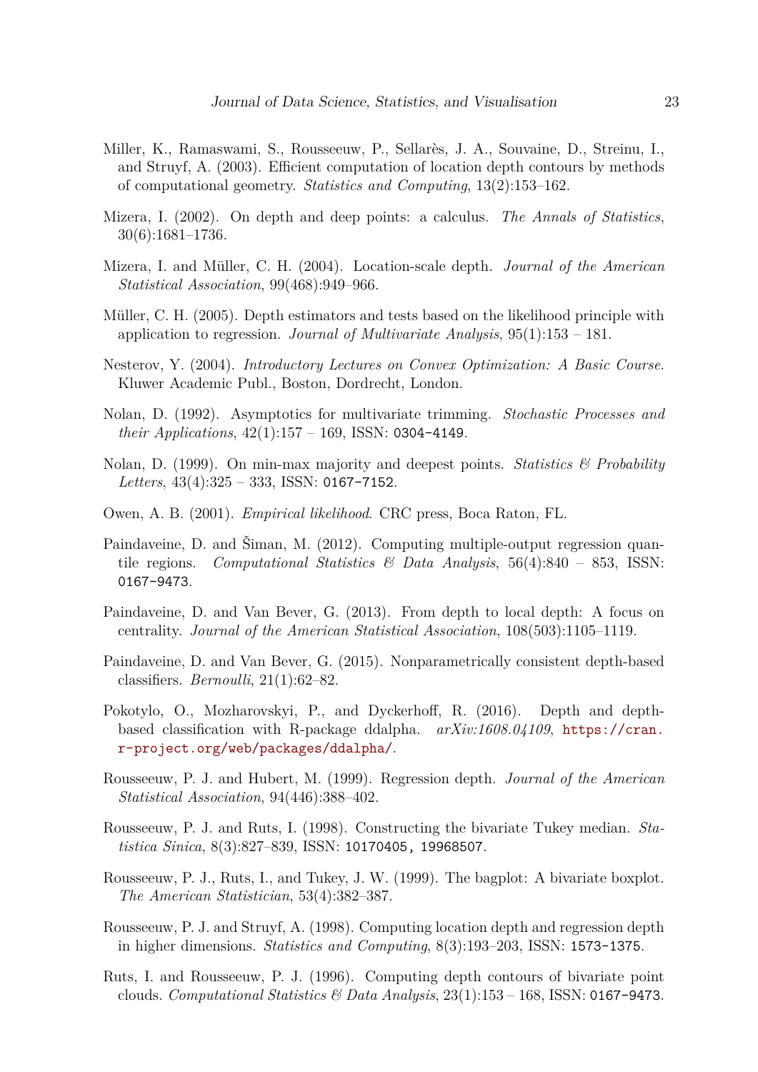Miller, K., Ramaswami, S., Rousseeuw, P., Sellarès, J. A., Souvaine, D., Streinu, I., and Struyf, A. (2003). Efficient computation of location depth contours by methods of computational geometry. *Statistics and Computing*, 13(2):153–162.

Mizera, I. (2002). On depth and deep points: a calculus. *The Annals of Statistics*, 30(6):1681–1736.

Mizera, I. and Müller, C. H. (2004). Location-scale depth. *Journal of the American Statistical Association*, 99(468):949–966.

Müller, C. H. (2005). Depth estimators and tests based on the likelihood principle with application to regression. *Journal of Multivariate Analysis*, 95(1):153 – 181.

Nesterov, Y. (2004). *Introductory Lectures on Convex Optimization: A Basic Course*. Kluwer Academic Publ., Boston, Dordrecht, London.

Nolan, D. (1992). Asymptotics for multivariate trimming. *Stochastic Processes and their Applications*, 42(1):157 – 169, ISSN: 0304-4149.

Nolan, D. (1999). On min-max majority and deepest points. *Statistics & Probability Letters*, 43(4):325 – 333, ISSN: 0167-7152.

Owen, A. B. (2001). *Empirical likelihood*. CRC press, Boca Raton, FL.

Paindaveine, D. and Šiman, M. (2012). Computing multiple-output regression quantile regions. *Computational Statistics & Data Analysis*, 56(4):840 – 853, ISSN: 0167-9473.

Paindaveine, D. and Van Bever, G. (2013). From depth to local depth: A focus on centrality. *Journal of the American Statistical Association*, 108(503):1105–1119.

Paindaveine, D. and Van Bever, G. (2015). Nonparametrically consistent depth-based classifiers. *Bernoulli*, 21(1):62–82.

Pokotylo, O., Mozharovskyi, P., and Dyckerhoff, R. (2016). Depth and depth-based classification with R-package ddalpha. *arXiv:1608.04109*, https://cran.r-project.org/web/packages/ddalpha/.

Rousseeuw, P. J. and Hubert, M. (1999). Regression depth. *Journal of the American Statistical Association*, 94(446):388–402.

Rousseeuw, P. J. and Ruts, I. (1998). Constructing the bivariate Tukey median. *Statistica Sinica*, 8(3):827–839, ISSN: 10170405, 19968507.

Rousseeuw, P. J., Ruts, I., and Tukey, J. W. (1999). The bagplot: A bivariate boxplot. *The American Statistician*, 53(4):382–387.

Rousseeuw, P. J. and Struyf, A. (1998). Computing location depth and regression depth in higher dimensions. *Statistics and Computing*, 8(3):193–203, ISSN: 1573-1375.

Ruts, I. and Rousseeuw, P. J. (1996). Computing depth contours of bivariate point clouds. *Computational Statistics & Data Analysis*, 23(1):153 – 168, ISSN: 0167-9473.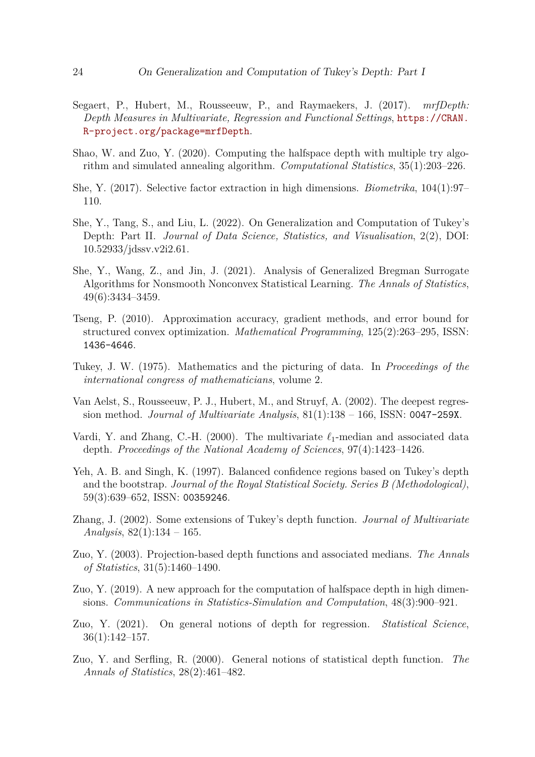Segaert, P., Hubert, M., Rousseeuw, P., and Raymaekers, J. (2017). *mrfDepth: Depth Measures in Multivariate, Regression and Functional Settings*, https://CRAN.R-project.org/package=mrfDepth.

Shao, W. and Zuo, Y. (2020). Computing the halfspace depth with multiple try algorithm and simulated annealing algorithm. *Computational Statistics*, 35(1):203–226.

She, Y. (2017). Selective factor extraction in high dimensions. *Biometrika*, 104(1):97–110.

She, Y., Tang, S., and Liu, L. (2022). On Generalization and Computation of Tukey's Depth: Part II. *Journal of Data Science, Statistics, and Visualisation*, 2(2), DOI: 10.52933/jdssv.v2i2.61.

She, Y., Wang, Z., and Jin, J. (2021). Analysis of Generalized Bregman Surrogate Algorithms for Nonsmooth Nonconvex Statistical Learning. *The Annals of Statistics*, 49(6):3434–3459.

Tseng, P. (2010). Approximation accuracy, gradient methods, and error bound for structured convex optimization. *Mathematical Programming*, 125(2):263–295, ISSN: 1436-4646.

Tukey, J. W. (1975). Mathematics and the picturing of data. In *Proceedings of the international congress of mathematicians*, volume 2.

Van Aelst, S., Rousseeuw, P. J., Hubert, M., and Struyf, A. (2002). The deepest regression method. *Journal of Multivariate Analysis*, 81(1):138 – 166, ISSN: 0047-259X.

Vardi, Y. and Zhang, C.-H. (2000). The multivariate $\ell_1$-median and associated data depth. *Proceedings of the National Academy of Sciences*, 97(4):1423–1426.

Yeh, A. B. and Singh, K. (1997). Balanced confidence regions based on Tukey's depth and the bootstrap. *Journal of the Royal Statistical Society. Series B (Methodological)*, 59(3):639–652, ISSN: 00359246.

Zhang, J. (2002). Some extensions of Tukey's depth function. *Journal of Multivariate Analysis*, 82(1):134 – 165.

Zuo, Y. (2003). Projection-based depth functions and associated medians. *The Annals of Statistics*, 31(5):1460–1490.

Zuo, Y. (2019). A new approach for the computation of halfspace depth in high dimensions. *Communications in Statistics-Simulation and Computation*, 48(3):900–921.

Zuo, Y. (2021). On general notions of depth for regression. *Statistical Science*, 36(1):142–157.

Zuo, Y. and Serfling, R. (2000). General notions of statistical depth function. *The Annals of Statistics*, 28(2):461–482.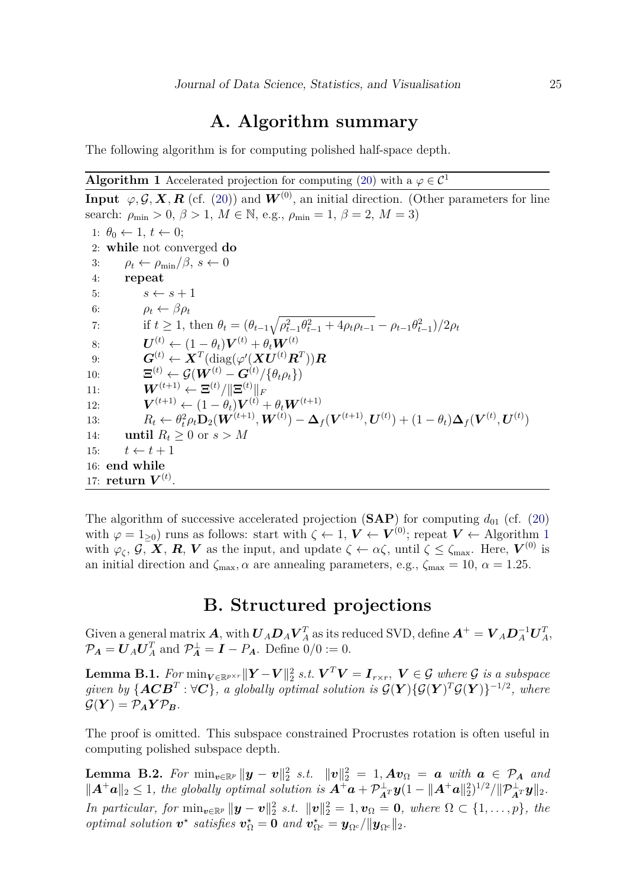# A. Algorithm summary

The following algorithm is for computing polished half-space depth.

---

**Algorithm 1** Accelerated projection for computing (20) with a $\varphi \in \mathcal{C}^1$

---

**Input** $\varphi, \mathcal{G}, \boldsymbol{X}, \boldsymbol{R}$ (cf. (20)) and $\boldsymbol{W}^{(0)}$, an initial direction. (Other parameters for line search: $\rho_{\min} > 0$, $\beta > 1$, $M \in \mathbb{N}$, e.g., $\rho_{\min} = 1$, $\beta = 2$, $M = 3$)

```
1: θ_0 ← 1, t ← 0;
2: while not converged do
3:     ρ_t ← ρ_min/β, s ← 0
4:     repeat
5:         s ← s + 1
6:         ρ_t ← βρ_t
7:         if t ≥ 1, then θ_t = (θ_{t-1} sqrt(ρ_{t-1}^2 θ_{t-1}^2 + 4ρ_t ρ_{t-1}) − ρ_{t-1} θ_{t-1}^2)/2ρ_t
8:         U^(t) ← (1 − θ_t)V^(t) + θ_t W^(t)
9:         G^(t) ← X^T (diag(φ'(X U^(t) R^T)) R
10:        Ξ^(t) ← G(W^(t) − G^(t)/{θ_t ρ_t})
11:        W^(t+1) ← Ξ^(t)/||Ξ^(t)||_F
12:        V^(t+1) ← (1 − θ_t)V^(t) + θ_t W^(t+1)
13:        R_t ← θ_t^2 ρ_t D_2(W^(t+1), W^(t)) − Δ_f(V^(t+1), U^(t)) + (1 − θ_t)Δ_f(V^(t), U^(t))
14:    until R_t ≥ 0 or s > M
15:    t ← t + 1
16: end while
17: return V^(t).
```

Line 7: $\theta_t = (\theta_{t-1}\sqrt{\rho_{t-1}^2\theta_{t-1}^2 + 4\rho_t\rho_{t-1}} - \rho_{t-1}\theta_{t-1}^2)/2\rho_t$

Line 9: $\boldsymbol{G}^{(t)} \leftarrow \boldsymbol{X}^T(\mathrm{diag}(\varphi'(\boldsymbol{X}\boldsymbol{U}^{(t)}\boldsymbol{R}^T))\boldsymbol{R}$

Line 10: $\boldsymbol{\Xi}^{(t)} \leftarrow \mathcal{G}(\boldsymbol{W}^{(t)} - \boldsymbol{G}^{(t)}/\{\theta_t\rho_t\})$

Line 13: $R_t \leftarrow \theta_t^2\rho_t\mathbf{D}_2(\boldsymbol{W}^{(t+1)}, \boldsymbol{W}^{(t)}) - \boldsymbol{\Delta}_f(\boldsymbol{V}^{(t+1)}, \boldsymbol{U}^{(t)}) + (1-\theta_t)\boldsymbol{\Delta}_f(\boldsymbol{V}^{(t)}, \boldsymbol{U}^{(t)})$

---

The algorithm of successive accelerated projection (**SAP**) for computing $d_{01}$ (cf. (20) with $\varphi = 1_{\geq 0}$) runs as follows: start with $\zeta \leftarrow 1$, $\boldsymbol{V} \leftarrow \boldsymbol{V}^{(0)}$; repeat $\boldsymbol{V} \leftarrow$ Algorithm 1 with $\varphi_\zeta$, $\mathcal{G}$, $\boldsymbol{X}$, $\boldsymbol{R}$, $\boldsymbol{V}$ as the input, and update $\zeta \leftarrow \alpha\zeta$, until $\zeta \leq \zeta_{\max}$. Here, $\boldsymbol{V}^{(0)}$ is an initial direction and $\zeta_{\max}, \alpha$ are annealing parameters, e.g., $\zeta_{\max} = 10$, $\alpha = 1.25$.

# B. Structured projections

Given a general matrix $\boldsymbol{A}$, with $\boldsymbol{U}_A\boldsymbol{D}_A\boldsymbol{V}_A^T$ as its reduced SVD, define $\boldsymbol{A}^+ = \boldsymbol{V}_A\boldsymbol{D}_A^{-1}\boldsymbol{U}_A^T$, $\mathcal{P}_{\boldsymbol{A}} = \boldsymbol{U}_A\boldsymbol{U}_A^T$ and $\mathcal{P}_{\boldsymbol{A}}^\perp = \boldsymbol{I} - P_{\boldsymbol{A}}$. Define $0/0 := 0$.

**Lemma B.1.** *For* $\min_{\boldsymbol{V}\in\mathbb{R}^{p\times r}} \|\boldsymbol{Y} - \boldsymbol{V}\|_2^2$ *s.t.* $\boldsymbol{V}^T\boldsymbol{V} = \boldsymbol{I}_{r\times r}$, $\boldsymbol{V} \in \mathcal{G}$ *where* $\mathcal{G}$ *is a subspace given by* $\{\boldsymbol{A}\boldsymbol{C}\boldsymbol{B}^T : \forall \boldsymbol{C}\}$*, a globally optimal solution is* $\mathcal{G}(\boldsymbol{Y})\{\mathcal{G}(\boldsymbol{Y})^T\mathcal{G}(\boldsymbol{Y})\}^{-1/2}$*, where* $\mathcal{G}(\boldsymbol{Y}) = \mathcal{P}_{\boldsymbol{A}}\boldsymbol{Y}\mathcal{P}_{\boldsymbol{B}}$.

The proof is omitted. This subspace constrained Procrustes rotation is often useful in computing polished subspace depth.

**Lemma B.2.** *For* $\min_{\boldsymbol{v}\in\mathbb{R}^p} \|\boldsymbol{y} - \boldsymbol{v}\|_2^2$ *s.t.* $\|\boldsymbol{v}\|_2^2 = 1, \boldsymbol{A}\boldsymbol{v}_\Omega = \boldsymbol{a}$ *with* $\boldsymbol{a} \in \mathcal{P}_{\boldsymbol{A}}$ *and* $\|\boldsymbol{A}^+\boldsymbol{a}\|_2 \leq 1$*, the globally optimal solution is* $\boldsymbol{A}^+\boldsymbol{a} + \mathcal{P}_{\boldsymbol{A}^T}^\perp\boldsymbol{y}(1 - \|\boldsymbol{A}^+\boldsymbol{a}\|_2^2)^{1/2}/\|\mathcal{P}_{\boldsymbol{A}^T}^\perp\boldsymbol{y}\|_2$*. In particular, for* $\min_{\boldsymbol{v}\in\mathbb{R}^p} \|\boldsymbol{y} - \boldsymbol{v}\|_2^2$ *s.t.* $\|\boldsymbol{v}\|_2^2 = 1, \boldsymbol{v}_\Omega = \boldsymbol{0}$*, where* $\Omega \subset \{1, \ldots, p\}$*, the optimal solution* $\boldsymbol{v}^\star$ *satisfies* $\boldsymbol{v}_\Omega^\star = \boldsymbol{0}$ *and* $\boldsymbol{v}_{\Omega^c}^\star = \boldsymbol{y}_{\Omega^c}/\|\boldsymbol{y}_{\Omega^c}\|_2$.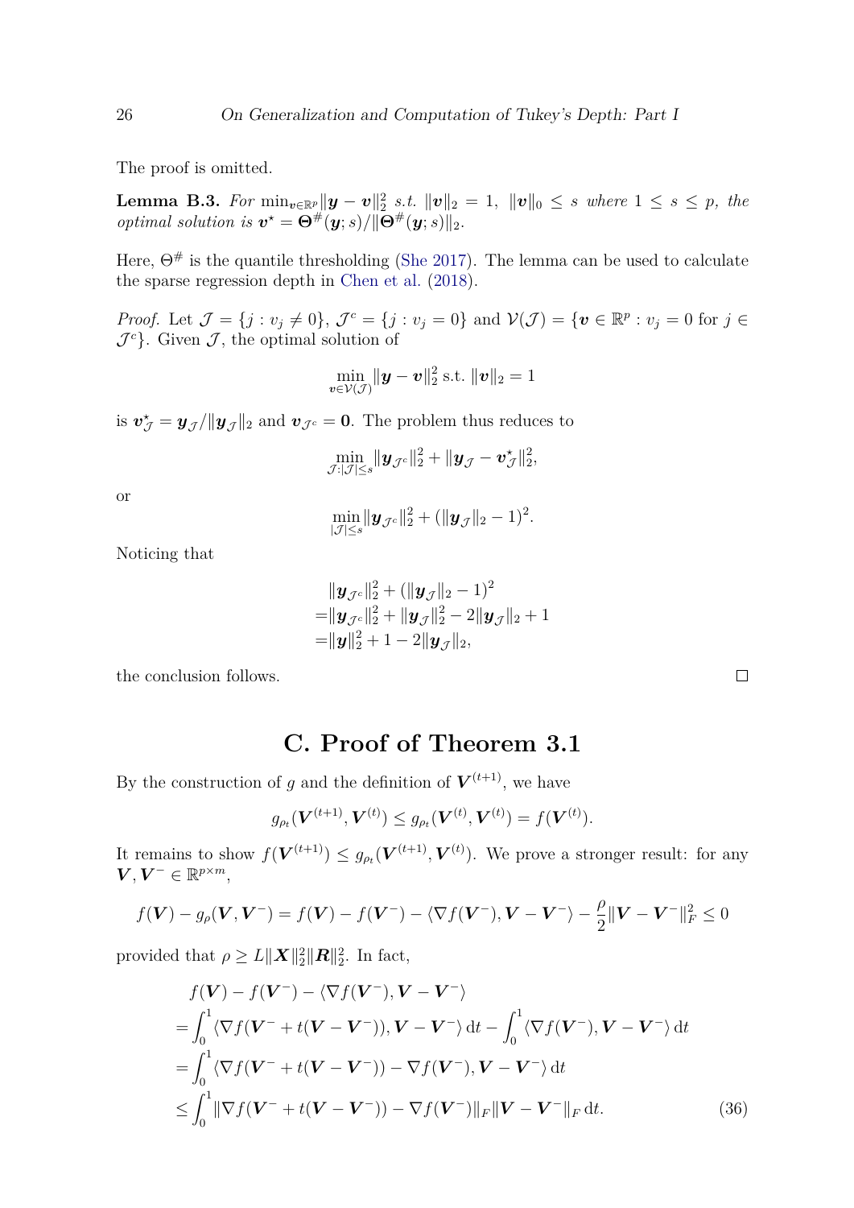The proof is omitted.

**Lemma B.3.** *For* $\min_{\boldsymbol{v}\in\mathbb{R}^p}\|\boldsymbol{y}-\boldsymbol{v}\|_2^2$ *s.t.* $\|\boldsymbol{v}\|_2 = 1,\ \|\boldsymbol{v}\|_0 \le s$ *where* $1 \le s \le p$*, the optimal solution is* $\boldsymbol{v}^\star = \boldsymbol{\Theta}^\#(\boldsymbol{y}; s)/\|\boldsymbol{\Theta}^\#(\boldsymbol{y}; s)\|_2$.

Here, $\Theta^\#$ is the quantile thresholding (She 2017). The lemma can be used to calculate the sparse regression depth in Chen et al. (2018).

*Proof.* Let $\mathcal{J} = \{j : v_j \ne 0\}$, $\mathcal{J}^c = \{j : v_j = 0\}$ and $\mathcal{V}(\mathcal{J}) = \{\boldsymbol{v} \in \mathbb{R}^p : v_j = 0 \text{ for } j \in \mathcal{J}^c\}$. Given $\mathcal{J}$, the optimal solution of

$$\min_{\boldsymbol{v}\in\mathcal{V}(\mathcal{J})}\|\boldsymbol{y}-\boldsymbol{v}\|_2^2 \text{ s.t. } \|\boldsymbol{v}\|_2 = 1$$

is $\boldsymbol{v}^\star_{\mathcal{J}} = \boldsymbol{y}_{\mathcal{J}}/\|\boldsymbol{y}_{\mathcal{J}}\|_2$ and $\boldsymbol{v}_{\mathcal{J}^c} = \boldsymbol{0}$. The problem thus reduces to

$$\min_{\mathcal{J}:|\mathcal{J}|\le s}\|\boldsymbol{y}_{\mathcal{J}^c}\|_2^2 + \|\boldsymbol{y}_{\mathcal{J}} - \boldsymbol{v}^\star_{\mathcal{J}}\|_2^2,$$

or

$$\min_{|\mathcal{J}|\le s}\|\boldsymbol{y}_{\mathcal{J}^c}\|_2^2 + (\|\boldsymbol{y}_{\mathcal{J}}\|_2 - 1)^2.$$

Noticing that

$$\begin{aligned}
&\|\boldsymbol{y}_{\mathcal{J}^c}\|_2^2 + (\|\boldsymbol{y}_{\mathcal{J}}\|_2 - 1)^2\\
=&\|\boldsymbol{y}_{\mathcal{J}^c}\|_2^2 + \|\boldsymbol{y}_{\mathcal{J}}\|_2^2 - 2\|\boldsymbol{y}_{\mathcal{J}}\|_2 + 1\\
=&\|\boldsymbol{y}\|_2^2 + 1 - 2\|\boldsymbol{y}_{\mathcal{J}}\|_2,
\end{aligned}$$

the conclusion follows. $\square$

## C. Proof of Theorem 3.1

By the construction of $g$ and the definition of $\boldsymbol{V}^{(t+1)}$, we have

$$g_{\rho_t}(\boldsymbol{V}^{(t+1)}, \boldsymbol{V}^{(t)}) \le g_{\rho_t}(\boldsymbol{V}^{(t)}, \boldsymbol{V}^{(t)}) = f(\boldsymbol{V}^{(t)}).$$

It remains to show $f(\boldsymbol{V}^{(t+1)}) \le g_{\rho_t}(\boldsymbol{V}^{(t+1)}, \boldsymbol{V}^{(t)})$. We prove a stronger result: for any $\boldsymbol{V}, \boldsymbol{V}^- \in \mathbb{R}^{p\times m}$,

$$f(\boldsymbol{V}) - g_\rho(\boldsymbol{V}, \boldsymbol{V}^-) = f(\boldsymbol{V}) - f(\boldsymbol{V}^-) - \langle \nabla f(\boldsymbol{V}^-), \boldsymbol{V} - \boldsymbol{V}^-\rangle - \frac{\rho}{2}\|\boldsymbol{V} - \boldsymbol{V}^-\|_F^2 \le 0$$

provided that $\rho \ge L\|\boldsymbol{X}\|_2^2\|\boldsymbol{R}\|_2^2$. In fact,

$$\begin{aligned}
&f(\boldsymbol{V}) - f(\boldsymbol{V}^-) - \langle \nabla f(\boldsymbol{V}^-), \boldsymbol{V} - \boldsymbol{V}^-\rangle\\
=&\int_0^1 \langle \nabla f(\boldsymbol{V}^- + t(\boldsymbol{V} - \boldsymbol{V}^-)), \boldsymbol{V} - \boldsymbol{V}^-\rangle \,\mathrm{d}t - \int_0^1 \langle \nabla f(\boldsymbol{V}^-), \boldsymbol{V} - \boldsymbol{V}^-\rangle \,\mathrm{d}t\\
=&\int_0^1 \langle \nabla f(\boldsymbol{V}^- + t(\boldsymbol{V} - \boldsymbol{V}^-)) - \nabla f(\boldsymbol{V}^-), \boldsymbol{V} - \boldsymbol{V}^-\rangle \,\mathrm{d}t\\
\le&\int_0^1 \|\nabla f(\boldsymbol{V}^- + t(\boldsymbol{V} - \boldsymbol{V}^-)) - \nabla f(\boldsymbol{V}^-)\|_F \|\boldsymbol{V} - \boldsymbol{V}^-\|_F \,\mathrm{d}t. \qquad (36)
\end{aligned}$$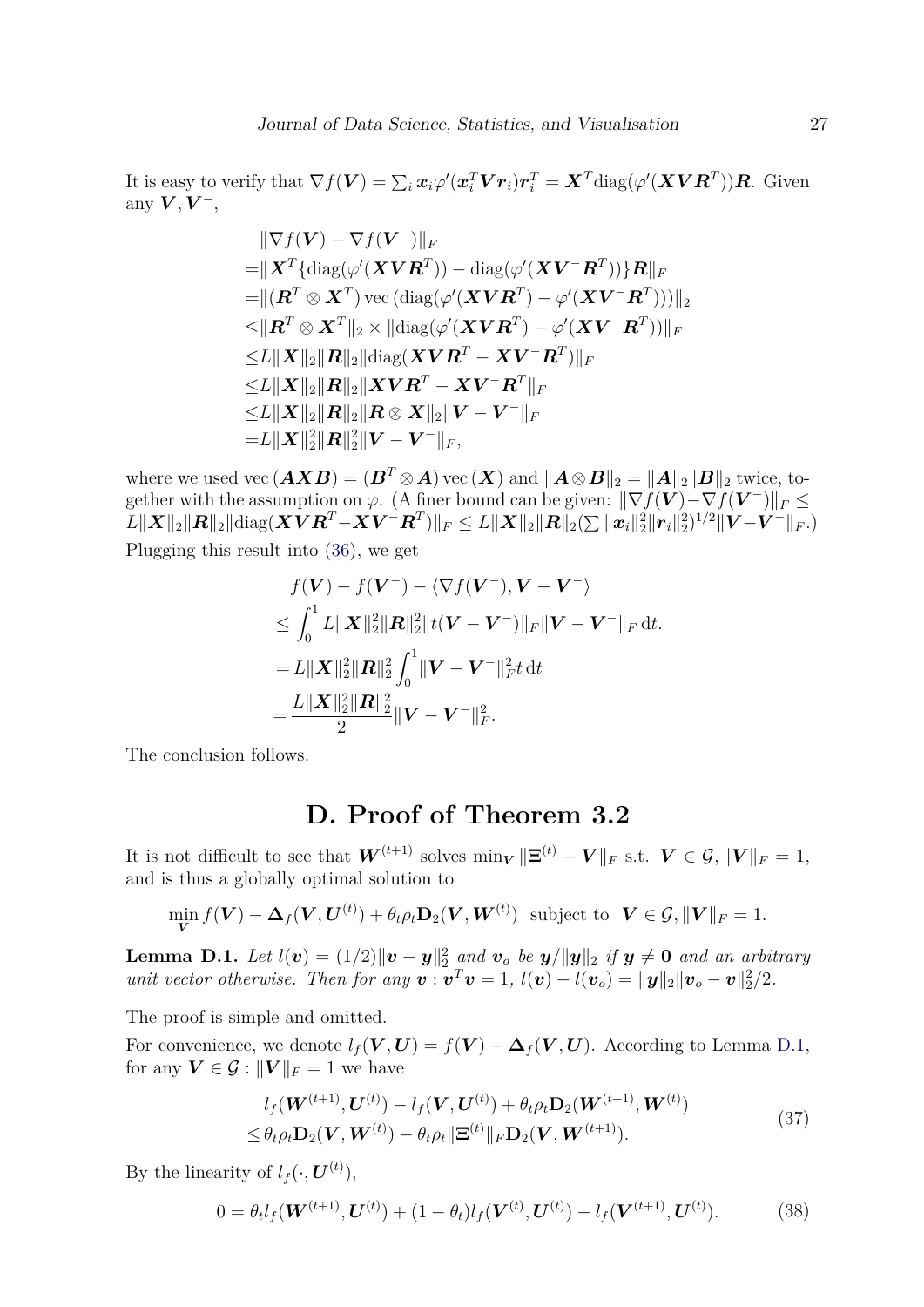It is easy to verify that $\nabla f(\boldsymbol{V}) = \sum_i \boldsymbol{x}_i \varphi'(\boldsymbol{x}_i^T \boldsymbol{V} \boldsymbol{r}_i)\boldsymbol{r}_i^T = \boldsymbol{X}^T \mathrm{diag}(\varphi'(\boldsymbol{X}\boldsymbol{V}\boldsymbol{R}^T))\boldsymbol{R}$. Given any $\boldsymbol{V}, \boldsymbol{V}^-$,

$$
\begin{aligned}
&\|\nabla f(\boldsymbol{V}) - \nabla f(\boldsymbol{V}^-)\|_F \\
=&\|\boldsymbol{X}^T\{\mathrm{diag}(\varphi'(\boldsymbol{X}\boldsymbol{V}\boldsymbol{R}^T)) - \mathrm{diag}(\varphi'(\boldsymbol{X}\boldsymbol{V}^-\boldsymbol{R}^T))\}\boldsymbol{R}\|_F \\
=&\|(\boldsymbol{R}^T \otimes \boldsymbol{X}^T)\,\mathrm{vec}\,(\mathrm{diag}(\varphi'(\boldsymbol{X}\boldsymbol{V}\boldsymbol{R}^T) - \varphi'(\boldsymbol{X}\boldsymbol{V}^-\boldsymbol{R}^T)))\|_2 \\
\le&\|\boldsymbol{R}^T \otimes \boldsymbol{X}^T\|_2 \times \|\mathrm{diag}(\varphi'(\boldsymbol{X}\boldsymbol{V}\boldsymbol{R}^T) - \varphi'(\boldsymbol{X}\boldsymbol{V}^-\boldsymbol{R}^T))\|_F \\
\le&L\|\boldsymbol{X}\|_2\|\boldsymbol{R}\|_2\|\mathrm{diag}(\boldsymbol{X}\boldsymbol{V}\boldsymbol{R}^T - \boldsymbol{X}\boldsymbol{V}^-\boldsymbol{R}^T)\|_F \\
\le&L\|\boldsymbol{X}\|_2\|\boldsymbol{R}\|_2\|\boldsymbol{X}\boldsymbol{V}\boldsymbol{R}^T - \boldsymbol{X}\boldsymbol{V}^-\boldsymbol{R}^T\|_F \\
\le&L\|\boldsymbol{X}\|_2\|\boldsymbol{R}\|_2\|\boldsymbol{R}\otimes\boldsymbol{X}\|_2\|\boldsymbol{V} - \boldsymbol{V}^-\|_F \\
=&L\|\boldsymbol{X}\|_2^2\|\boldsymbol{R}\|_2^2\|\boldsymbol{V} - \boldsymbol{V}^-\|_F,
\end{aligned}
$$

where we used $\mathrm{vec}\,(\boldsymbol{A}\boldsymbol{X}\boldsymbol{B}) = (\boldsymbol{B}^T \otimes \boldsymbol{A})\,\mathrm{vec}\,(\boldsymbol{X})$ and $\|\boldsymbol{A}\otimes\boldsymbol{B}\|_2 = \|\boldsymbol{A}\|_2\|\boldsymbol{B}\|_2$ twice, together with the assumption on $\varphi$. (A finer bound can be given: $\|\nabla f(\boldsymbol{V}) - \nabla f(\boldsymbol{V}^-)\|_F \le L\|\boldsymbol{X}\|_2\|\boldsymbol{R}\|_2\|\mathrm{diag}(\boldsymbol{X}\boldsymbol{V}\boldsymbol{R}^T - \boldsymbol{X}\boldsymbol{V}^-\boldsymbol{R}^T)\|_F \le L\|\boldsymbol{X}\|_2\|\boldsymbol{R}\|_2(\sum\|\boldsymbol{x}_i\|_2^2\|\boldsymbol{r}_i\|_2^2)^{1/2}\|\boldsymbol{V} - \boldsymbol{V}^-\|_F$.)

Plugging this result into (36), we get

$$
\begin{aligned}
&f(\boldsymbol{V}) - f(\boldsymbol{V}^-) - \langle\nabla f(\boldsymbol{V}^-), \boldsymbol{V} - \boldsymbol{V}^-\rangle \\
\le&\int_0^1 L\|\boldsymbol{X}\|_2^2\|\boldsymbol{R}\|_2^2\|t(\boldsymbol{V} - \boldsymbol{V}^-)\|_F\|\boldsymbol{V} - \boldsymbol{V}^-\|_F\,\mathrm{d}t. \\
=&L\|\boldsymbol{X}\|_2^2\|\boldsymbol{R}\|_2^2\int_0^1\|\boldsymbol{V} - \boldsymbol{V}^-\|_F^2 t\,\mathrm{d}t \\
=&\frac{L\|\boldsymbol{X}\|_2^2\|\boldsymbol{R}\|_2^2}{2}\|\boldsymbol{V} - \boldsymbol{V}^-\|_F^2.
\end{aligned}
$$

The conclusion follows.

# D. Proof of Theorem 3.2

It is not difficult to see that $\boldsymbol{W}^{(t+1)}$ solves $\min_{\boldsymbol{V}}\|\boldsymbol{\Xi}^{(t)} - \boldsymbol{V}\|_F$ s.t. $\boldsymbol{V}\in\mathcal{G}, \|\boldsymbol{V}\|_F = 1$, and is thus a globally optimal solution to

$$
\min_{\boldsymbol{V}} f(\boldsymbol{V}) - \boldsymbol{\Delta}_f(\boldsymbol{V}, \boldsymbol{U}^{(t)}) + \theta_t\rho_t\mathbf{D}_2(\boldsymbol{V}, \boldsymbol{W}^{(t)}) \;\text{ subject to }\; \boldsymbol{V}\in\mathcal{G}, \|\boldsymbol{V}\|_F = 1.
$$

**Lemma D.1.** *Let $l(\boldsymbol{v}) = (1/2)\|\boldsymbol{v} - \boldsymbol{y}\|_2^2$ and $\boldsymbol{v}_o$ be $\boldsymbol{y}/\|\boldsymbol{y}\|_2$ if $\boldsymbol{y}\neq\boldsymbol{0}$ and an arbitrary unit vector otherwise. Then for any $\boldsymbol{v}:\boldsymbol{v}^T\boldsymbol{v} = 1$, $l(\boldsymbol{v}) - l(\boldsymbol{v}_o) = \|\boldsymbol{y}\|_2\|\boldsymbol{v}_o - \boldsymbol{v}\|_2^2/2$.*

The proof is simple and omitted.

For convenience, we denote $l_f(\boldsymbol{V}, \boldsymbol{U}) = f(\boldsymbol{V}) - \boldsymbol{\Delta}_f(\boldsymbol{V}, \boldsymbol{U})$. According to Lemma D.1, for any $\boldsymbol{V}\in\mathcal{G}:\|\boldsymbol{V}\|_F = 1$ we have

$$
\begin{aligned}
&l_f(\boldsymbol{W}^{(t+1)}, \boldsymbol{U}^{(t)}) - l_f(\boldsymbol{V}, \boldsymbol{U}^{(t)}) + \theta_t\rho_t\mathbf{D}_2(\boldsymbol{W}^{(t+1)}, \boldsymbol{W}^{(t)}) \\
\le&\theta_t\rho_t\mathbf{D}_2(\boldsymbol{V}, \boldsymbol{W}^{(t)}) - \theta_t\rho_t\|\boldsymbol{\Xi}^{(t)}\|_F\mathbf{D}_2(\boldsymbol{V}, \boldsymbol{W}^{(t+1)}).
\end{aligned}
\tag{37}
$$

By the linearity of $l_f(\cdot, \boldsymbol{U}^{(t)})$,

$$
0 = \theta_t l_f(\boldsymbol{W}^{(t+1)}, \boldsymbol{U}^{(t)}) + (1-\theta_t)l_f(\boldsymbol{V}^{(t)}, \boldsymbol{U}^{(t)}) - l_f(\boldsymbol{V}^{(t+1)}, \boldsymbol{U}^{(t)}). \tag{38}
$$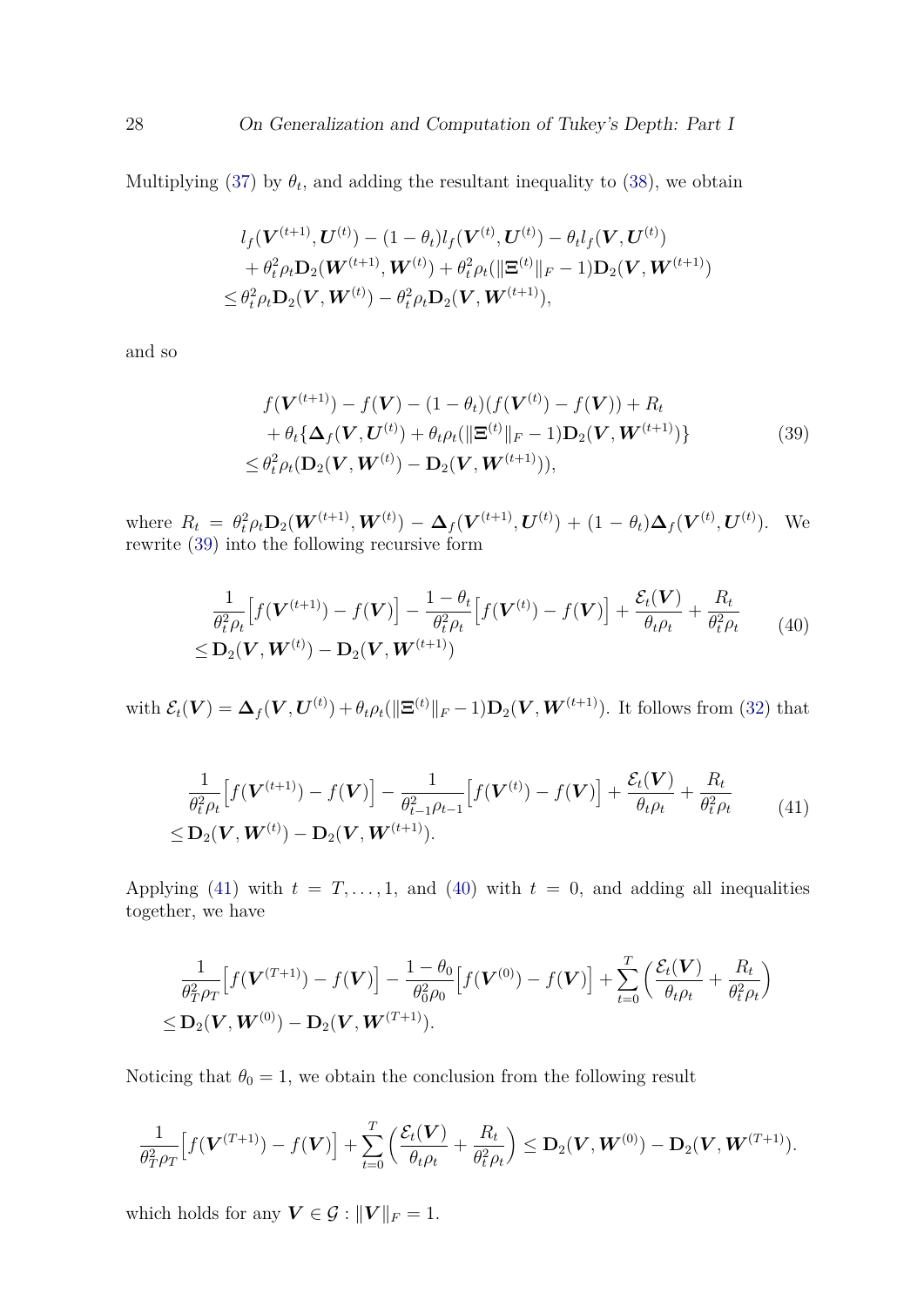Multiplying (37) by $\theta_t$, and adding the resultant inequality to (38), we obtain

$$
\begin{aligned}
&l_f(\boldsymbol{V}^{(t+1)}, \boldsymbol{U}^{(t)}) - (1-\theta_t) l_f(\boldsymbol{V}^{(t)}, \boldsymbol{U}^{(t)}) - \theta_t l_f(\boldsymbol{V}, \boldsymbol{U}^{(t)}) \\
&+ \theta_t^2 \rho_t \mathbf{D}_2(\boldsymbol{W}^{(t+1)}, \boldsymbol{W}^{(t)}) + \theta_t^2 \rho_t (\|\boldsymbol{\Xi}^{(t)}\|_F - 1) \mathbf{D}_2(\boldsymbol{V}, \boldsymbol{W}^{(t+1)}) \\
\leq &\theta_t^2 \rho_t \mathbf{D}_2(\boldsymbol{V}, \boldsymbol{W}^{(t)}) - \theta_t^2 \rho_t \mathbf{D}_2(\boldsymbol{V}, \boldsymbol{W}^{(t+1)}),
\end{aligned}
$$

and so

$$
\begin{aligned}
&f(\boldsymbol{V}^{(t+1)}) - f(\boldsymbol{V}) - (1-\theta_t)(f(\boldsymbol{V}^{(t)}) - f(\boldsymbol{V})) + R_t \\
&+ \theta_t \{ \boldsymbol{\Delta}_f(\boldsymbol{V}, \boldsymbol{U}^{(t)}) + \theta_t \rho_t (\|\boldsymbol{\Xi}^{(t)}\|_F - 1) \mathbf{D}_2(\boldsymbol{V}, \boldsymbol{W}^{(t+1)}) \} \\
\leq &\theta_t^2 \rho_t (\mathbf{D}_2(\boldsymbol{V}, \boldsymbol{W}^{(t)}) - \mathbf{D}_2(\boldsymbol{V}, \boldsymbol{W}^{(t+1)})),
\end{aligned}
\tag{39}
$$

where $R_t = \theta_t^2 \rho_t \mathbf{D}_2(\boldsymbol{W}^{(t+1)}, \boldsymbol{W}^{(t)}) - \boldsymbol{\Delta}_f(\boldsymbol{V}^{(t+1)}, \boldsymbol{U}^{(t)}) + (1-\theta_t)\boldsymbol{\Delta}_f(\boldsymbol{V}^{(t)}, \boldsymbol{U}^{(t)})$. We rewrite (39) into the following recursive form

$$
\begin{aligned}
&\frac{1}{\theta_t^2 \rho_t} \Big[ f(\boldsymbol{V}^{(t+1)}) - f(\boldsymbol{V}) \Big] - \frac{1-\theta_t}{\theta_t^2 \rho_t} \Big[ f(\boldsymbol{V}^{(t)}) - f(\boldsymbol{V}) \Big] + \frac{\mathcal{E}_t(\boldsymbol{V})}{\theta_t \rho_t} + \frac{R_t}{\theta_t^2 \rho_t} \\
\leq &\mathbf{D}_2(\boldsymbol{V}, \boldsymbol{W}^{(t)}) - \mathbf{D}_2(\boldsymbol{V}, \boldsymbol{W}^{(t+1)})
\end{aligned}
\tag{40}
$$

with $\mathcal{E}_t(\boldsymbol{V}) = \boldsymbol{\Delta}_f(\boldsymbol{V}, \boldsymbol{U}^{(t)}) + \theta_t \rho_t (\|\boldsymbol{\Xi}^{(t)}\|_F - 1) \mathbf{D}_2(\boldsymbol{V}, \boldsymbol{W}^{(t+1)})$. It follows from (32) that

$$
\begin{aligned}
&\frac{1}{\theta_t^2 \rho_t} \Big[ f(\boldsymbol{V}^{(t+1)}) - f(\boldsymbol{V}) \Big] - \frac{1}{\theta_{t-1}^2 \rho_{t-1}} \Big[ f(\boldsymbol{V}^{(t)}) - f(\boldsymbol{V}) \Big] + \frac{\mathcal{E}_t(\boldsymbol{V})}{\theta_t \rho_t} + \frac{R_t}{\theta_t^2 \rho_t} \\
\leq &\mathbf{D}_2(\boldsymbol{V}, \boldsymbol{W}^{(t)}) - \mathbf{D}_2(\boldsymbol{V}, \boldsymbol{W}^{(t+1)}).
\end{aligned}
\tag{41}
$$

Applying (41) with $t = T, \ldots, 1$, and (40) with $t = 0$, and adding all inequalities together, we have

$$
\begin{aligned}
&\frac{1}{\theta_T^2 \rho_T} \Big[ f(\boldsymbol{V}^{(T+1)}) - f(\boldsymbol{V}) \Big] - \frac{1-\theta_0}{\theta_0^2 \rho_0} \Big[ f(\boldsymbol{V}^{(0)}) - f(\boldsymbol{V}) \Big] + \sum_{t=0}^{T} \Big( \frac{\mathcal{E}_t(\boldsymbol{V})}{\theta_t \rho_t} + \frac{R_t}{\theta_t^2 \rho_t} \Big) \\
\leq &\mathbf{D}_2(\boldsymbol{V}, \boldsymbol{W}^{(0)}) - \mathbf{D}_2(\boldsymbol{V}, \boldsymbol{W}^{(T+1)}).
\end{aligned}
$$

Noticing that $\theta_0 = 1$, we obtain the conclusion from the following result

$$
\frac{1}{\theta_T^2 \rho_T} \Big[ f(\boldsymbol{V}^{(T+1)}) - f(\boldsymbol{V}) \Big] + \sum_{t=0}^{T} \Big( \frac{\mathcal{E}_t(\boldsymbol{V})}{\theta_t \rho_t} + \frac{R_t}{\theta_t^2 \rho_t} \Big) \leq \mathbf{D}_2(\boldsymbol{V}, \boldsymbol{W}^{(0)}) - \mathbf{D}_2(\boldsymbol{V}, \boldsymbol{W}^{(T+1)}).
$$

which holds for any $\boldsymbol{V} \in \mathcal{G} : \|\boldsymbol{V}\|_F = 1$.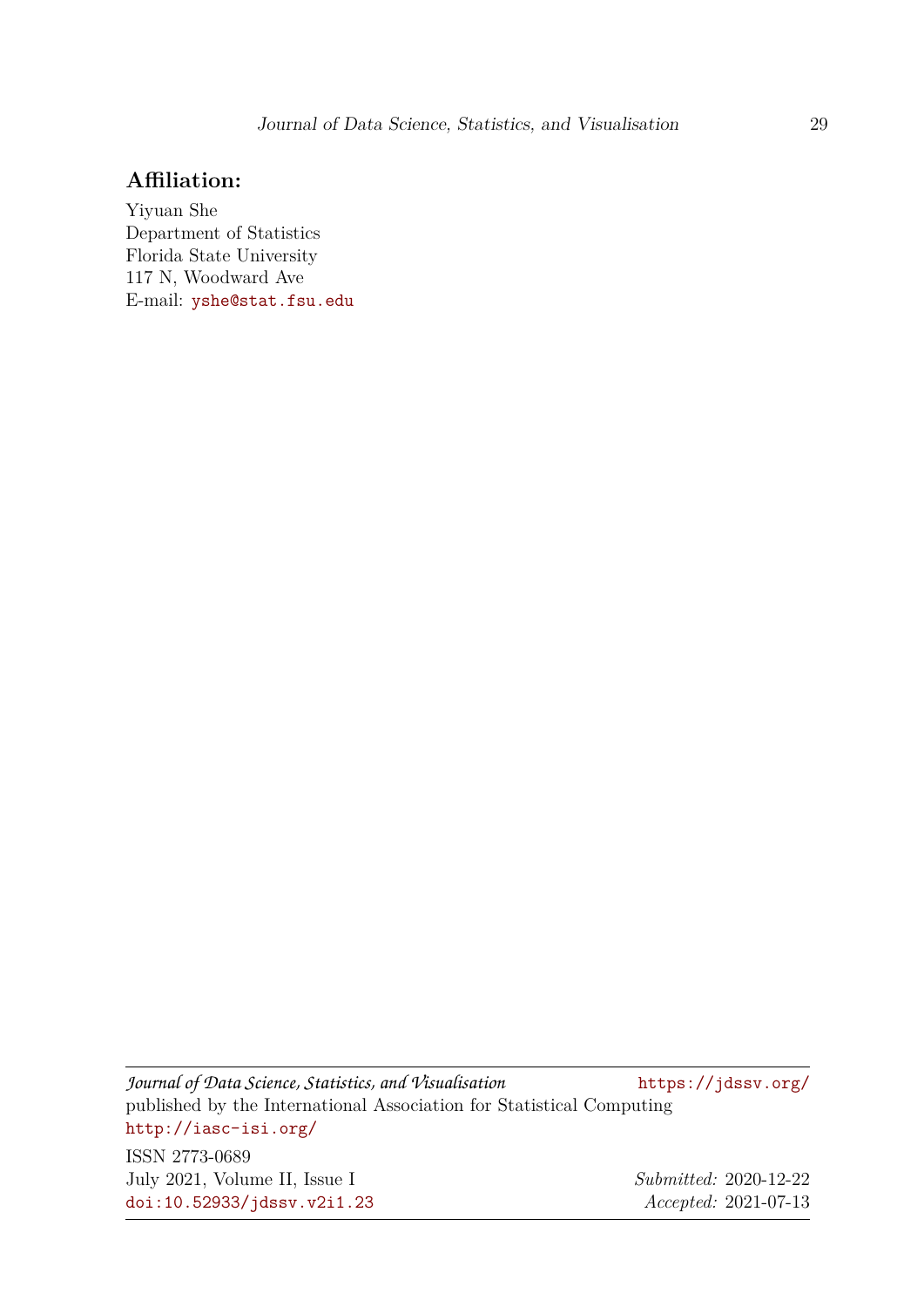## Affiliation:

Yiyuan She
Department of Statistics
Florida State University
117 N, Woodward Ave
E-mail: yshe@stat.fsu.edu

*Journal of Data Science, Statistics, and Visualisation* https://jdssv.org/
published by the International Association for Statistical Computing
http://iasc-isi.org/

ISSN 2773-0689
July 2021, Volume II, Issue I
doi:10.52933/jdssv.v2i1.23

*Submitted:* 2020-12-22
*Accepted:* 2021-07-13